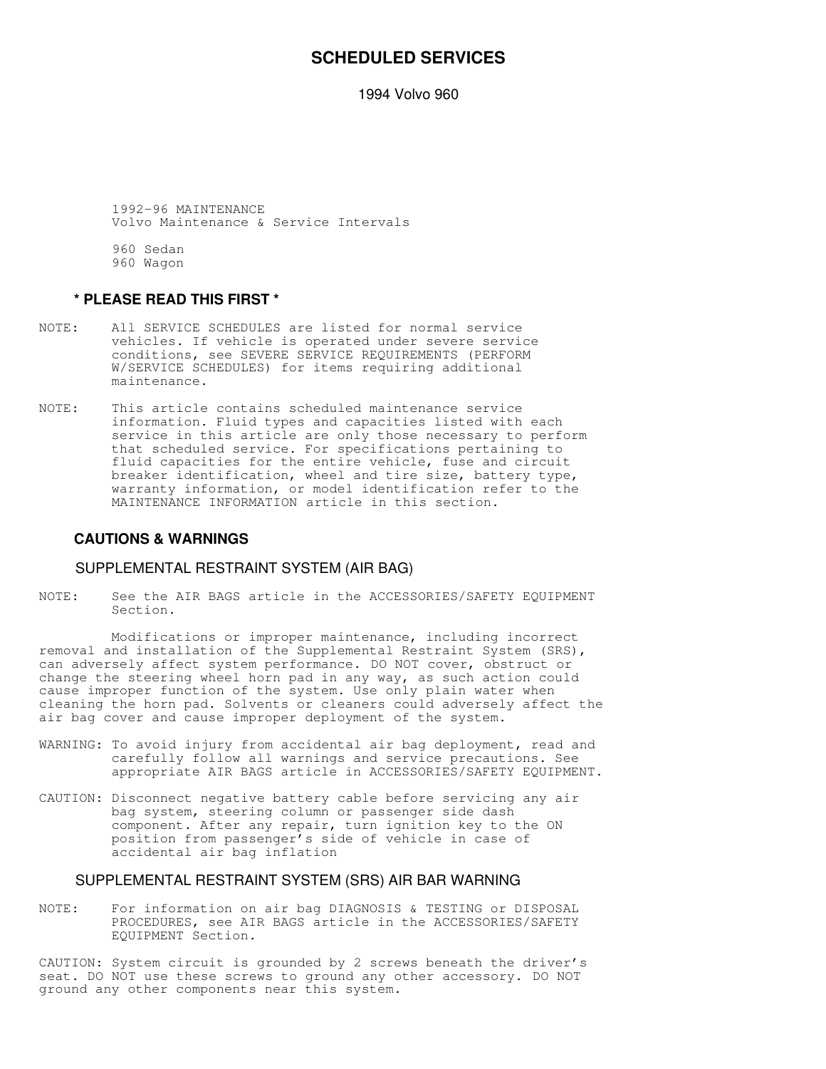# SCHEDULED SERVICES

1994 Volvo 960

1992-96 MAINTENANCE
Volvo Maintenance & Service Intervals

960 Sedan
960 Wagon

## * PLEASE READ THIS FIRST *

NOTE: All SERVICE SCHEDULES are listed for normal service vehicles. If vehicle is operated under severe service conditions, see SEVERE SERVICE REQUIREMENTS (PERFORM W/SERVICE SCHEDULES) for items requiring additional maintenance.

NOTE: This article contains scheduled maintenance service information. Fluid types and capacities listed with each service in this article are only those necessary to perform that scheduled service. For specifications pertaining to fluid capacities for the entire vehicle, fuse and circuit breaker identification, wheel and tire size, battery type, warranty information, or model identification refer to the MAINTENANCE INFORMATION article in this section.

## CAUTIONS & WARNINGS

### SUPPLEMENTAL RESTRAINT SYSTEM (AIR BAG)

NOTE: See the AIR BAGS article in the ACCESSORIES/SAFETY EQUIPMENT Section.

Modifications or improper maintenance, including incorrect removal and installation of the Supplemental Restraint System (SRS), can adversely affect system performance. DO NOT cover, obstruct or change the steering wheel horn pad in any way, as such action could cause improper function of the system. Use only plain water when cleaning the horn pad. Solvents or cleaners could adversely affect the air bag cover and cause improper deployment of the system.

WARNING: To avoid injury from accidental air bag deployment, read and carefully follow all warnings and service precautions. See appropriate AIR BAGS article in ACCESSORIES/SAFETY EQUIPMENT.

CAUTION: Disconnect negative battery cable before servicing any air bag system, steering column or passenger side dash component. After any repair, turn ignition key to the ON position from passenger's side of vehicle in case of accidental air bag inflation

### SUPPLEMENTAL RESTRAINT SYSTEM (SRS) AIR BAR WARNING

NOTE: For information on air bag DIAGNOSIS & TESTING or DISPOSAL PROCEDURES, see AIR BAGS article in the ACCESSORIES/SAFETY EQUIPMENT Section.

CAUTION: System circuit is grounded by 2 screws beneath the driver's seat. DO NOT use these screws to ground any other accessory. DO NOT ground any other components near this system.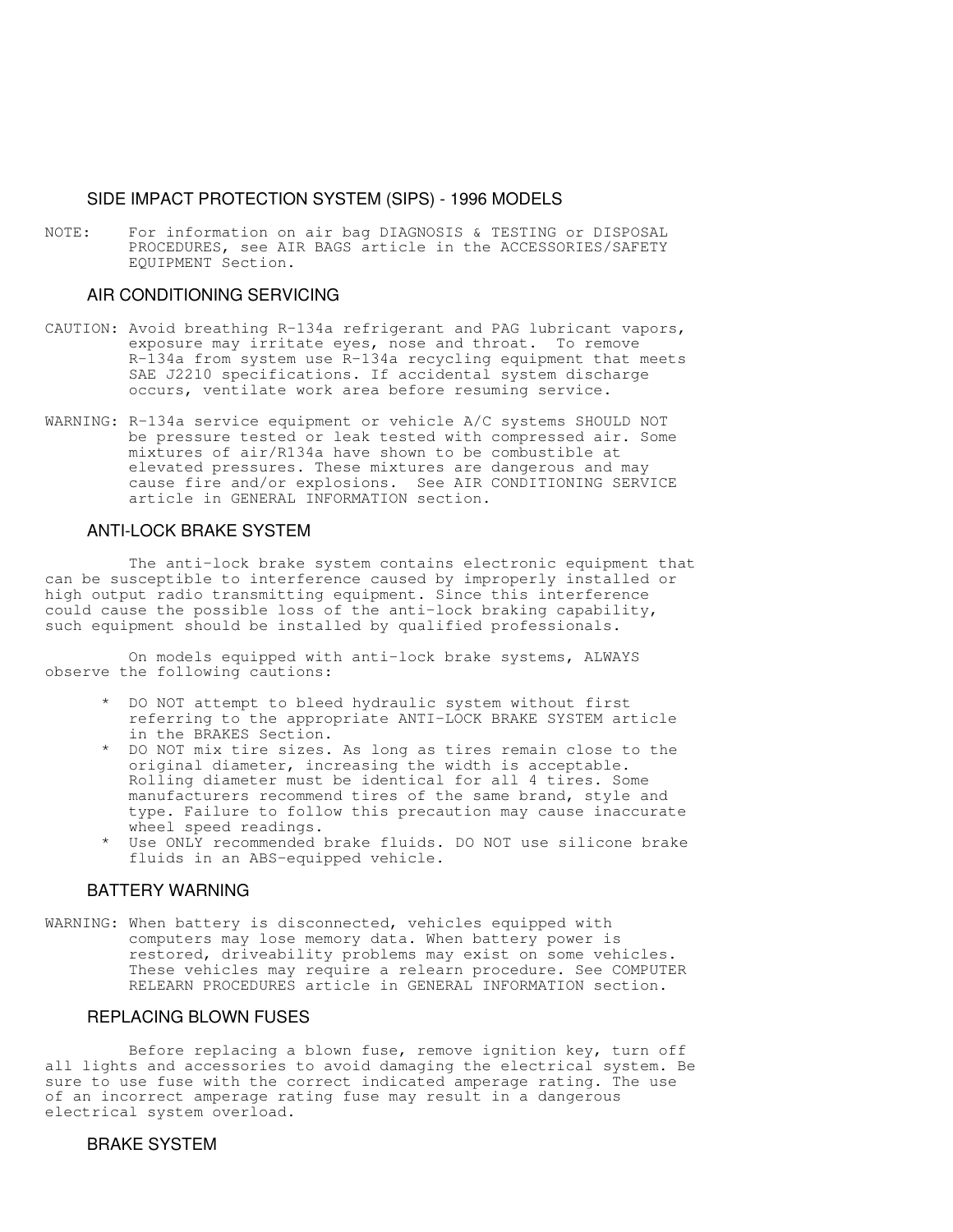## SIDE IMPACT PROTECTION SYSTEM (SIPS) - 1996 MODELS

NOTE: For information on air bag DIAGNOSIS & TESTING or DISPOSAL PROCEDURES, see AIR BAGS article in the ACCESSORIES/SAFETY EQUIPMENT Section.

## AIR CONDITIONING SERVICING

CAUTION: Avoid breathing R-134a refrigerant and PAG lubricant vapors, exposure may irritate eyes, nose and throat. To remove R-134a from system use R-134a recycling equipment that meets SAE J2210 specifications. If accidental system discharge occurs, ventilate work area before resuming service.

WARNING: R-134a service equipment or vehicle A/C systems SHOULD NOT be pressure tested or leak tested with compressed air. Some mixtures of air/R134a have shown to be combustible at elevated pressures. These mixtures are dangerous and may cause fire and/or explosions. See AIR CONDITIONING SERVICE article in GENERAL INFORMATION section.

## ANTI-LOCK BRAKE SYSTEM

The anti-lock brake system contains electronic equipment that can be susceptible to interference caused by improperly installed or high output radio transmitting equipment. Since this interference could cause the possible loss of the anti-lock braking capability, such equipment should be installed by qualified professionals.

On models equipped with anti-lock brake systems, ALWAYS observe the following cautions:

* DO NOT attempt to bleed hydraulic system without first referring to the appropriate ANTI-LOCK BRAKE SYSTEM article in the BRAKES Section.
* DO NOT mix tire sizes. As long as tires remain close to the original diameter, increasing the width is acceptable. Rolling diameter must be identical for all 4 tires. Some manufacturers recommend tires of the same brand, style and type. Failure to follow this precaution may cause inaccurate wheel speed readings.
* Use ONLY recommended brake fluids. DO NOT use silicone brake fluids in an ABS-equipped vehicle.

## BATTERY WARNING

WARNING: When battery is disconnected, vehicles equipped with computers may lose memory data. When battery power is restored, driveability problems may exist on some vehicles. These vehicles may require a relearn procedure. See COMPUTER RELEARN PROCEDURES article in GENERAL INFORMATION section.

## REPLACING BLOWN FUSES

Before replacing a blown fuse, remove ignition key, turn off all lights and accessories to avoid damaging the electrical system. Be sure to use fuse with the correct indicated amperage rating. The use of an incorrect amperage rating fuse may result in a dangerous electrical system overload.

## BRAKE SYSTEM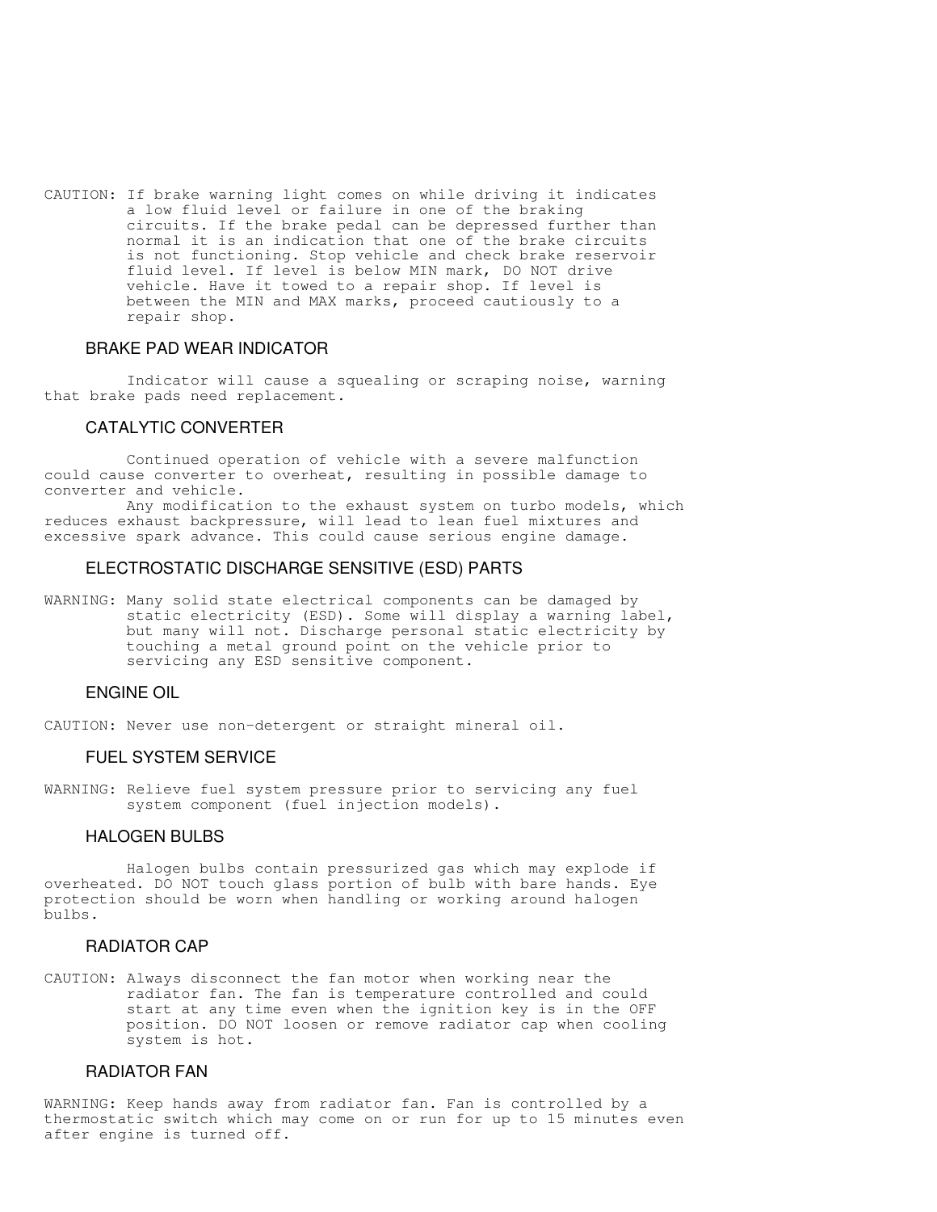CAUTION: If brake warning light comes on while driving it indicates a low fluid level or failure in one of the braking circuits. If the brake pedal can be depressed further than normal it is an indication that one of the brake circuits is not functioning. Stop vehicle and check brake reservoir fluid level. If level is below MIN mark, DO NOT drive vehicle. Have it towed to a repair shop. If level is between the MIN and MAX marks, proceed cautiously to a repair shop.

### BRAKE PAD WEAR INDICATOR

Indicator will cause a squealing or scraping noise, warning that brake pads need replacement.

### CATALYTIC CONVERTER

Continued operation of vehicle with a severe malfunction could cause converter to overheat, resulting in possible damage to converter and vehicle.

Any modification to the exhaust system on turbo models, which reduces exhaust backpressure, will lead to lean fuel mixtures and excessive spark advance. This could cause serious engine damage.

### ELECTROSTATIC DISCHARGE SENSITIVE (ESD) PARTS

WARNING: Many solid state electrical components can be damaged by static electricity (ESD). Some will display a warning label, but many will not. Discharge personal static electricity by touching a metal ground point on the vehicle prior to servicing any ESD sensitive component.

### ENGINE OIL

CAUTION: Never use non-detergent or straight mineral oil.

### FUEL SYSTEM SERVICE

WARNING: Relieve fuel system pressure prior to servicing any fuel system component (fuel injection models).

### HALOGEN BULBS

Halogen bulbs contain pressurized gas which may explode if overheated. DO NOT touch glass portion of bulb with bare hands. Eye protection should be worn when handling or working around halogen bulbs.

### RADIATOR CAP

CAUTION: Always disconnect the fan motor when working near the radiator fan. The fan is temperature controlled and could start at any time even when the ignition key is in the OFF position. DO NOT loosen or remove radiator cap when cooling system is hot.

### RADIATOR FAN

WARNING: Keep hands away from radiator fan. Fan is controlled by a thermostatic switch which may come on or run for up to 15 minutes even after engine is turned off.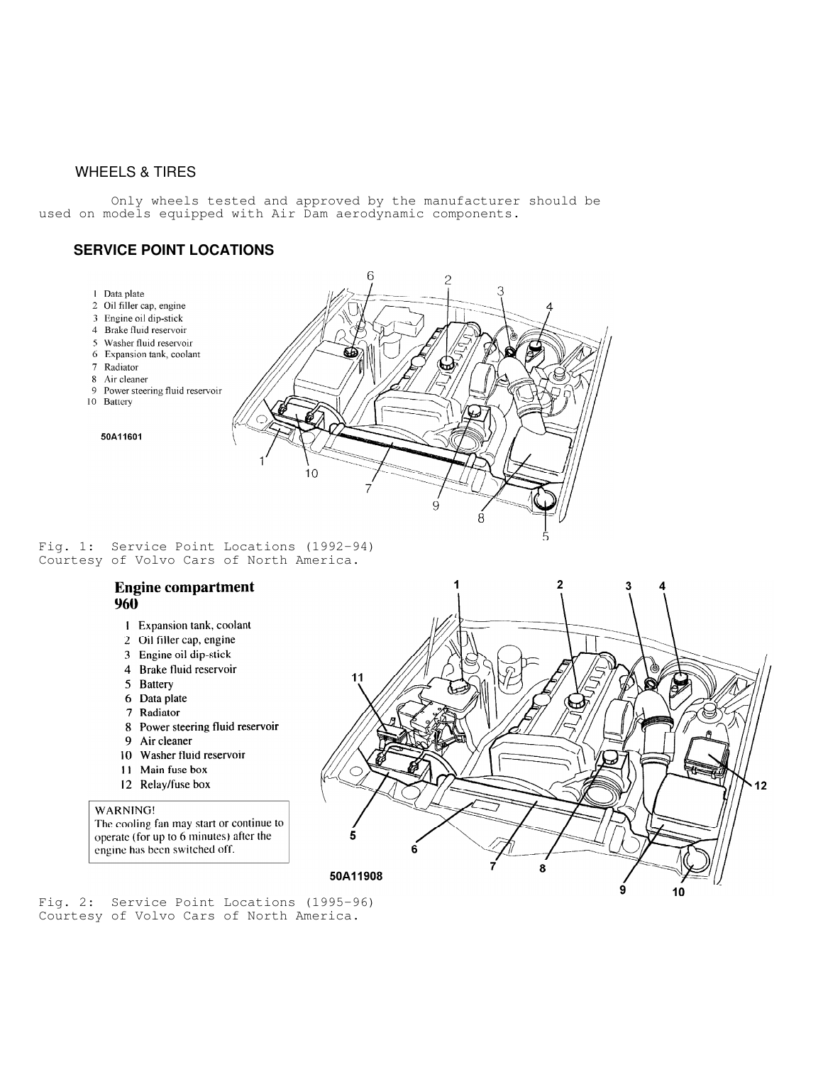## WHEELS & TIRES

Only wheels tested and approved by the manufacturer should be used on models equipped with Air Dam aerodynamic components.

## SERVICE POINT LOCATIONS

1 Data plate
2 Oil filler cap, engine
3 Engine oil dip-stick
4 Brake fluid reservoir
5 Washer fluid reservoir
6 Expansion tank, coolant
7 Radiator
8 Air cleaner
9 Power steering fluid reservoir
10 Battery

50A11601

Fig. 1: Service Point Locations (1992-94)
Courtesy of Volvo Cars of North America.

**Engine compartment 960**

1 Expansion tank, coolant
2 Oil filler cap, engine
3 Engine oil dip-stick
4 Brake fluid reservoir
5 Battery
6 Data plate
7 Radiator
8 Power steering fluid reservoir
9 Air cleaner
10 Washer fluid reservoir
11 Main fuse box
12 Relay/fuse box

WARNING!
The cooling fan may start or continue to operate (for up to 6 minutes) after the engine has been switched off.

50A11908

Fig. 2: Service Point Locations (1995-96)
Courtesy of Volvo Cars of North America.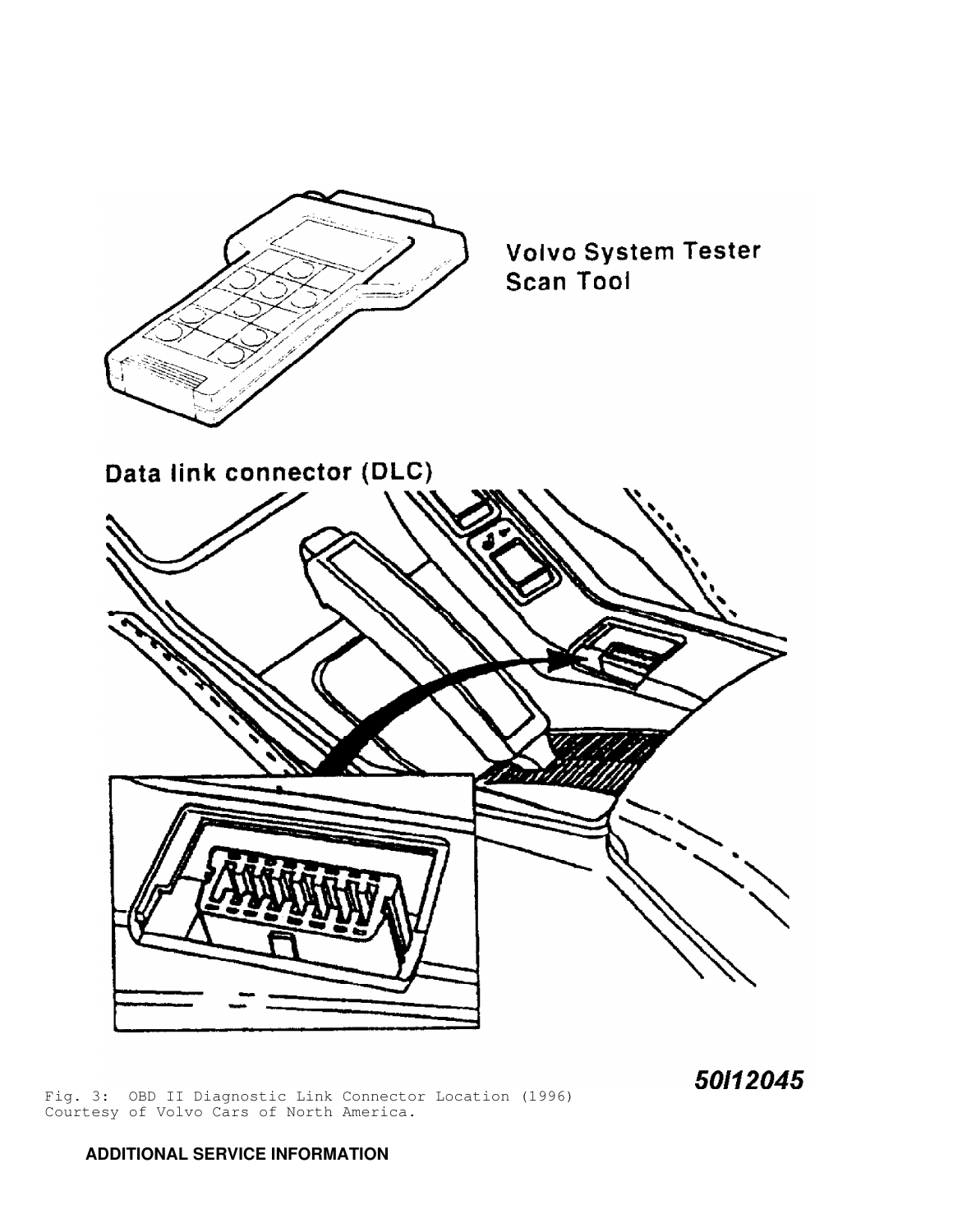Fig. 3: OBD II Diagnostic Link Connector Location (1996)
Courtesy of Volvo Cars of North America.

## ADDITIONAL SERVICE INFORMATION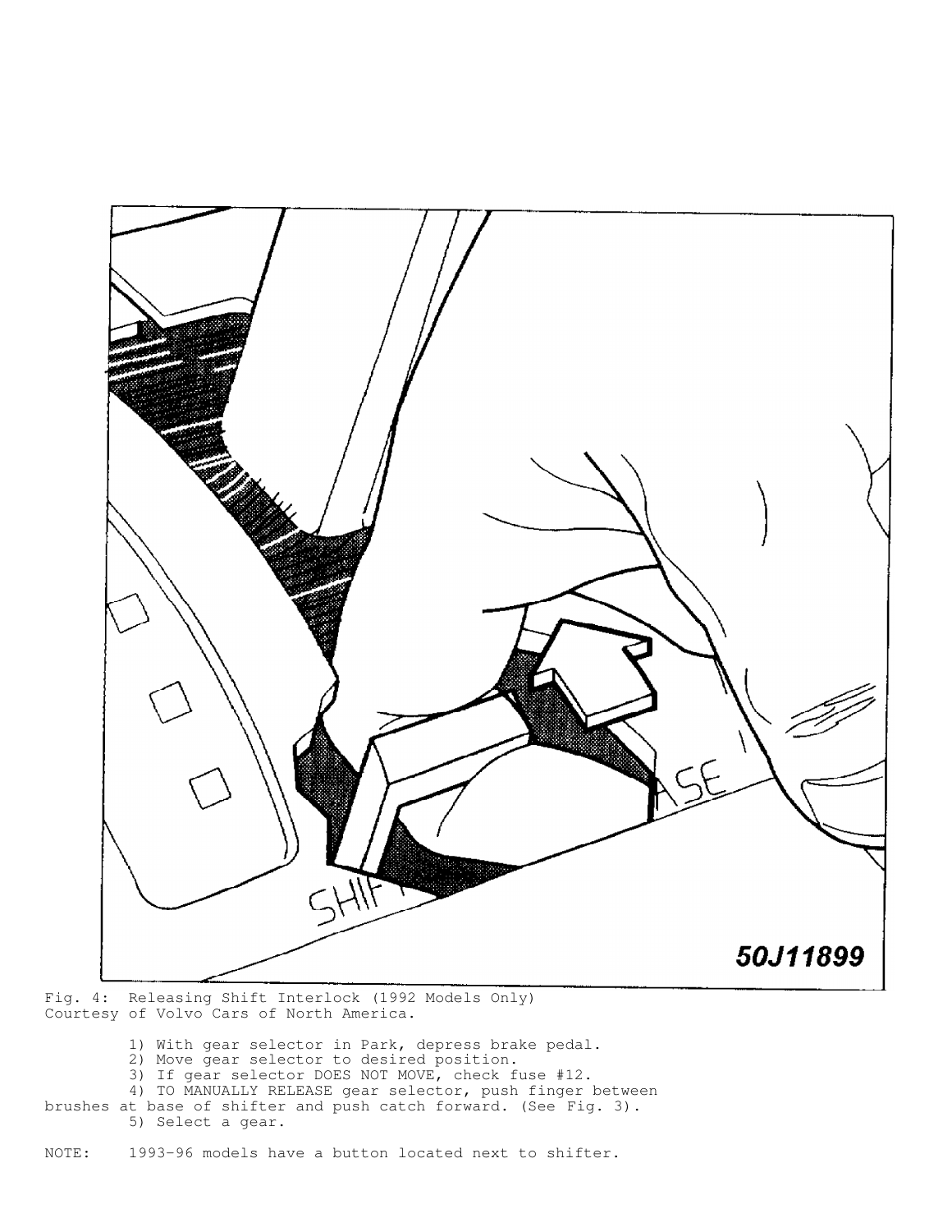Fig. 4: Releasing Shift Interlock (1992 Models Only)
Courtesy of Volvo Cars of North America.

1) With gear selector in Park, depress brake pedal.
2) Move gear selector to desired position.
3) If gear selector DOES NOT MOVE, check fuse #12.
4) TO MANUALLY RELEASE gear selector, push finger between brushes at base of shifter and push catch forward. (See Fig. 3).
5) Select a gear.

NOTE: 1993-96 models have a button located next to shifter.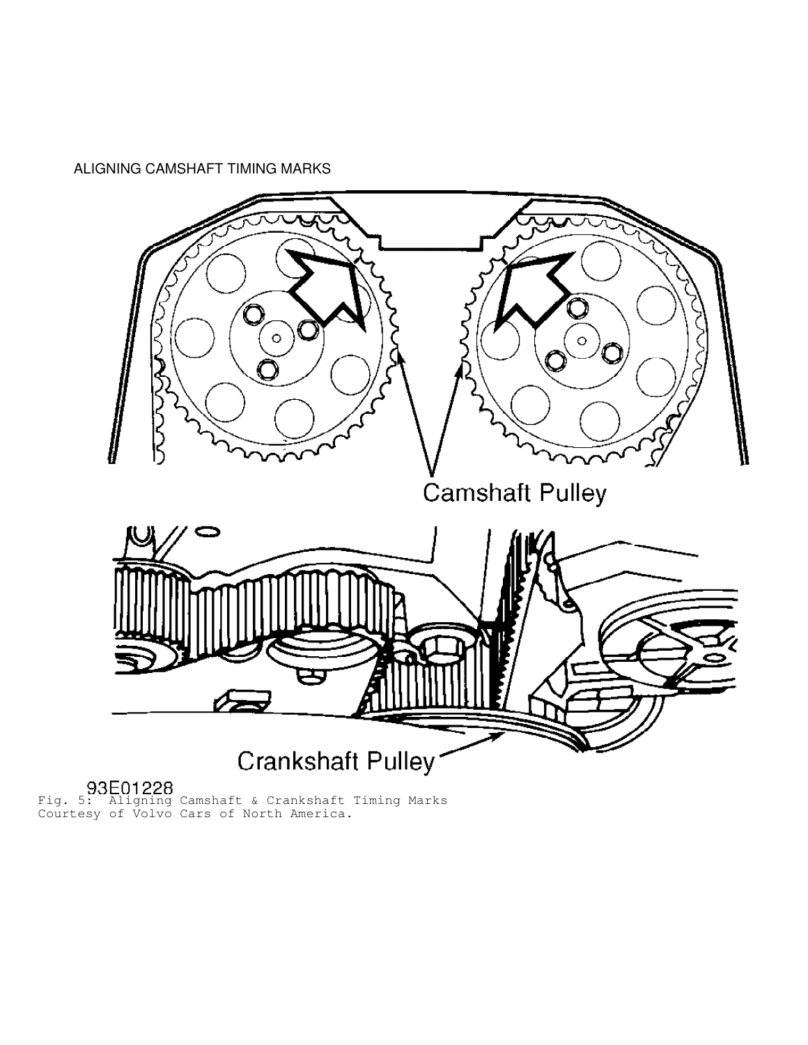ALIGNING CAMSHAFT TIMING MARKS

Camshaft Pulley

Crankshaft Pulley

93E01228

Fig. 5: Aligning Camshaft & Crankshaft Timing Marks
Courtesy of Volvo Cars of North America.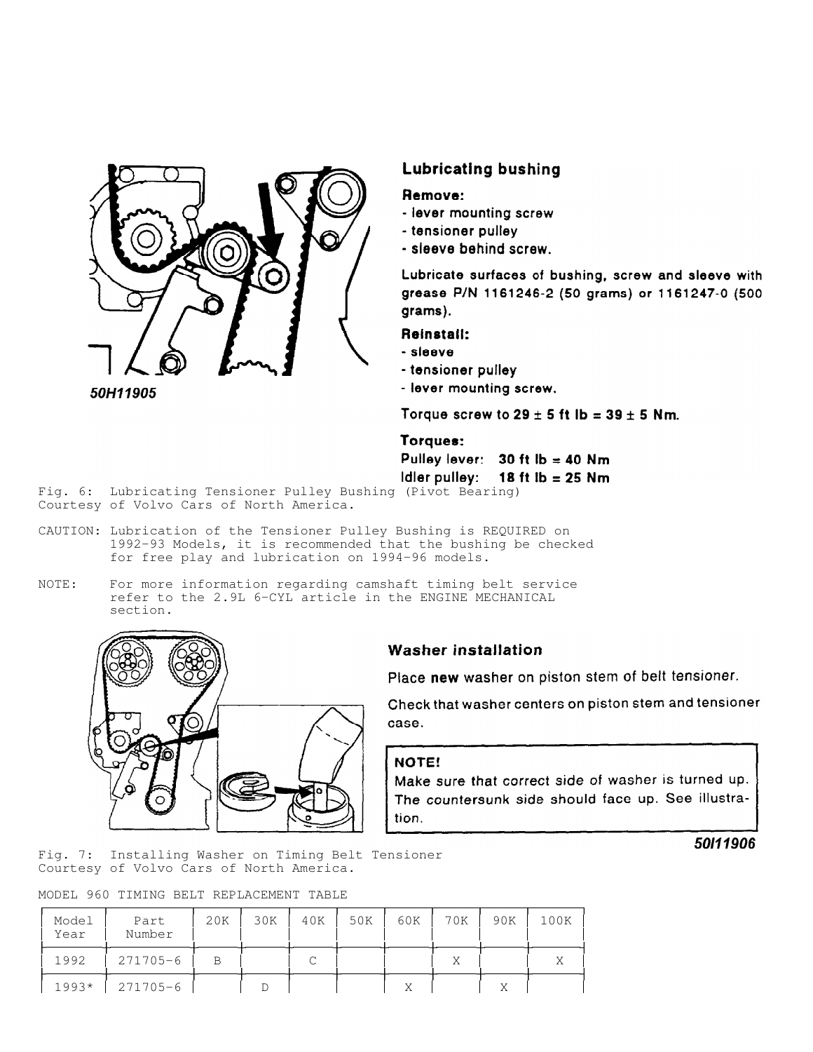## Lubricating bushing

**Remove:**

- lever mounting screw
- tensioner pulley
- sleeve behind screw.

**Lubricate surfaces of bushing, screw and sleeve with grease P/N 1161246-2 (50 grams) or 1161247-0 (500 grams).**

**Reinstall:**

- sleeve
- tensioner pulley
- lever mounting screw.

Torque screw to **29 ± 5 ft lb = 39 ± 5 Nm**.

**Torques:**

Pulley lever: **30 ft lb = 40 Nm**

Idler pulley: **18 ft lb = 25 Nm**

*50H11905*

Fig. 6: Lubricating Tensioner Pulley Bushing (Pivot Bearing)
Courtesy of Volvo Cars of North America.

CAUTION: Lubrication of the Tensioner Pulley Bushing is REQUIRED on 1992-93 Models, it is recommended that the bushing be checked for free play and lubrication on 1994-96 models.

NOTE: For more information regarding camshaft timing belt service refer to the 2.9L 6-CYL article in the ENGINE MECHANICAL section.

## Washer installation

Place **new** washer on piston stem of belt tensioner.

Check that washer centers on piston stem and tensioner case.

**NOTE!**
Make sure that correct side of washer is turned up. The countersunk side should face up. See illustration.

*50I11906*

Fig. 7: Installing Washer on Timing Belt Tensioner
Courtesy of Volvo Cars of North America.

MODEL 960 TIMING BELT REPLACEMENT TABLE

| Model Year | Part Number | 20K | 30K | 40K | 50K | 60K | 70K | 90K | 100K |
|---|---|---|---|---|---|---|---|---|---|
| 1992 | 271705-6 | B | | C | | | X | | X |
| 1993* | 271705-6 | | D | | | X | | X | |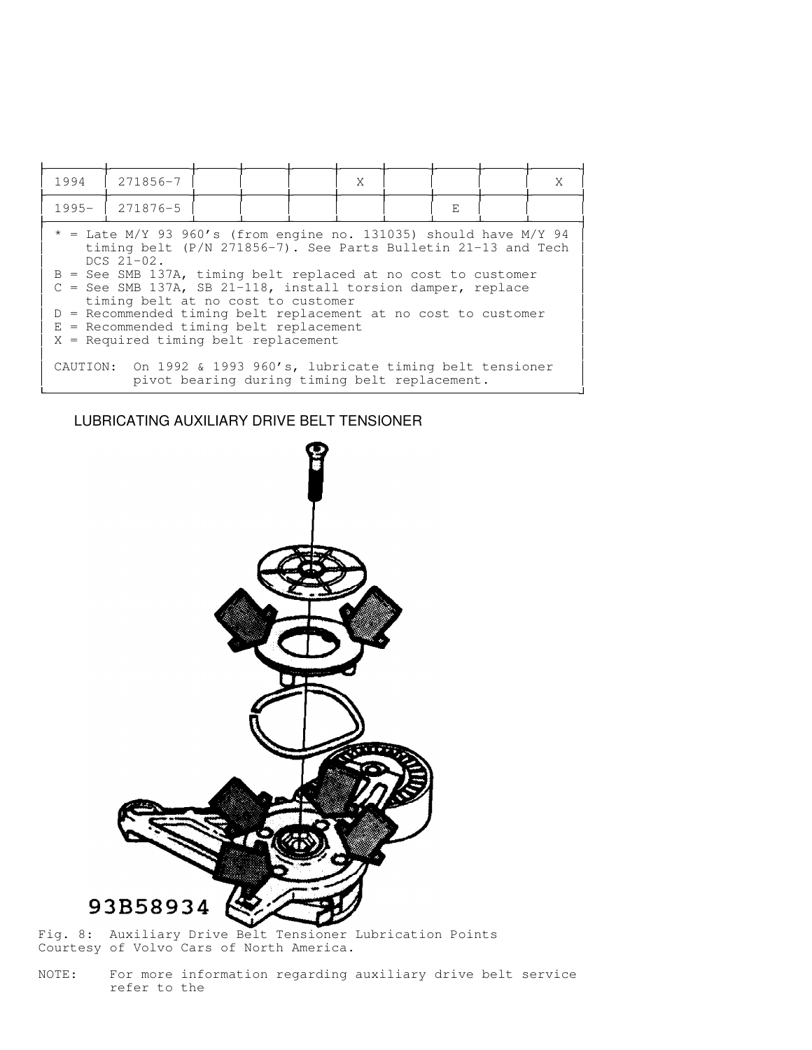| | | | | | | | | | |
|---|---|---|---|---|---|---|---|---|---|
| 1994 | 271856-7 | | | | X | | | | X |
| 1995- | 271876-5 | | | | | | E | | |

\* = Late M/Y 93 960's (from engine no. 131035) should have M/Y 94 timing belt (P/N 271856-7). See Parts Bulletin 21-13 and Tech DCS 21-02.
B = See SMB 137A, timing belt replaced at no cost to customer
C = See SMB 137A, SB 21-118, install torsion damper, replace timing belt at no cost to customer
D = Recommended timing belt replacement at no cost to customer
E = Recommended timing belt replacement
X = Required timing belt replacement

CAUTION: On 1992 & 1993 960's, lubricate timing belt tensioner pivot bearing during timing belt replacement.

## LUBRICATING AUXILIARY DRIVE BELT TENSIONER

Fig. 8: Auxiliary Drive Belt Tensioner Lubrication Points
Courtesy of Volvo Cars of North America.

NOTE: For more information regarding auxiliary drive belt service refer to the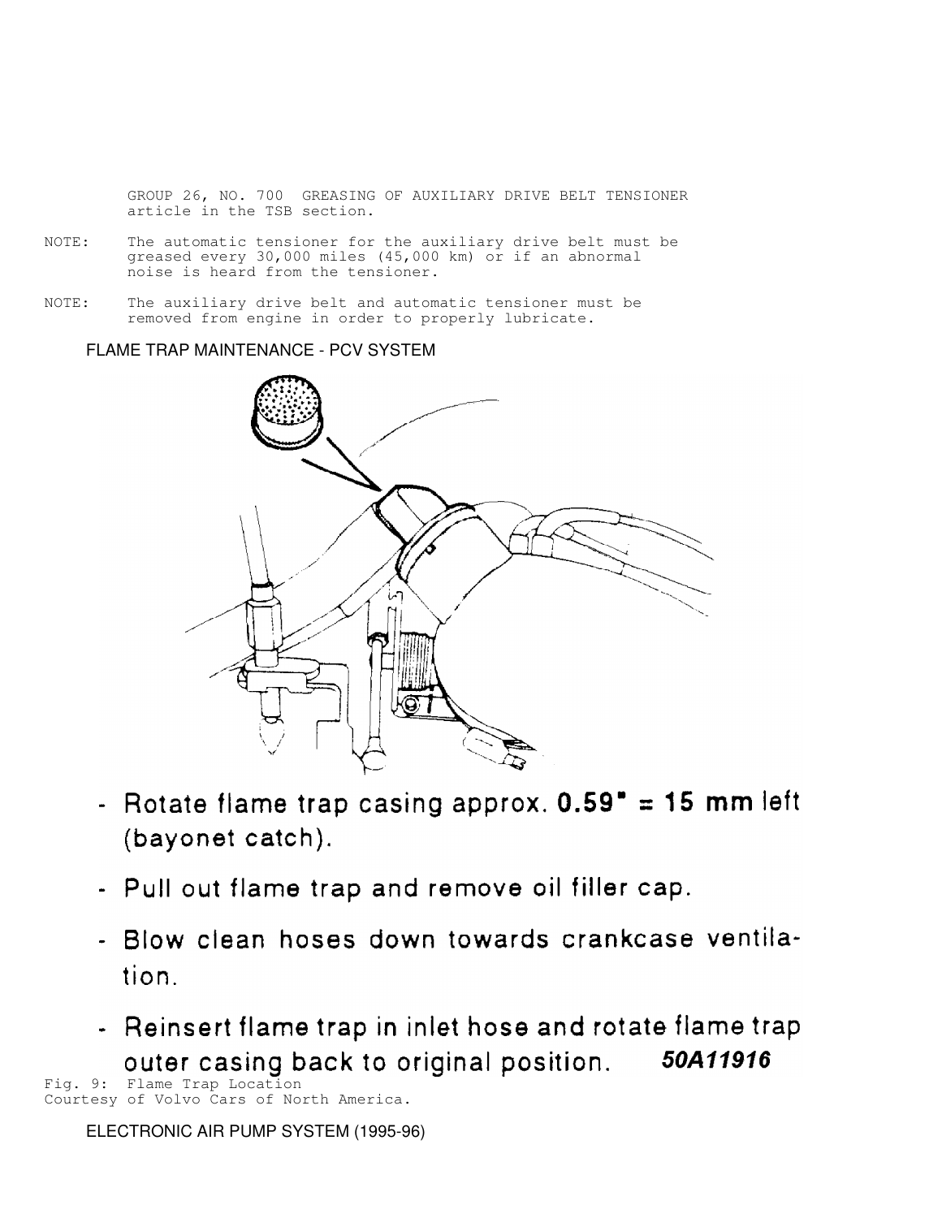GROUP 26, NO. 700 GREASING OF AUXILIARY DRIVE BELT TENSIONER article in the TSB section.

NOTE: The automatic tensioner for the auxiliary drive belt must be greased every 30,000 miles (45,000 km) or if an abnormal noise is heard from the tensioner.

NOTE: The auxiliary drive belt and automatic tensioner must be removed from engine in order to properly lubricate.

## FLAME TRAP MAINTENANCE - PCV SYSTEM

- Rotate flame trap casing approx. **0.59" = 15 mm** left (bayonet catch).
- Pull out flame trap and remove oil filler cap.
- Blow clean hoses down towards crankcase ventilation.
- Reinsert flame trap in inlet hose and rotate flame trap outer casing back to original position. ***50A11916***

Fig. 9: Flame Trap Location
Courtesy of Volvo Cars of North America.

## ELECTRONIC AIR PUMP SYSTEM (1995-96)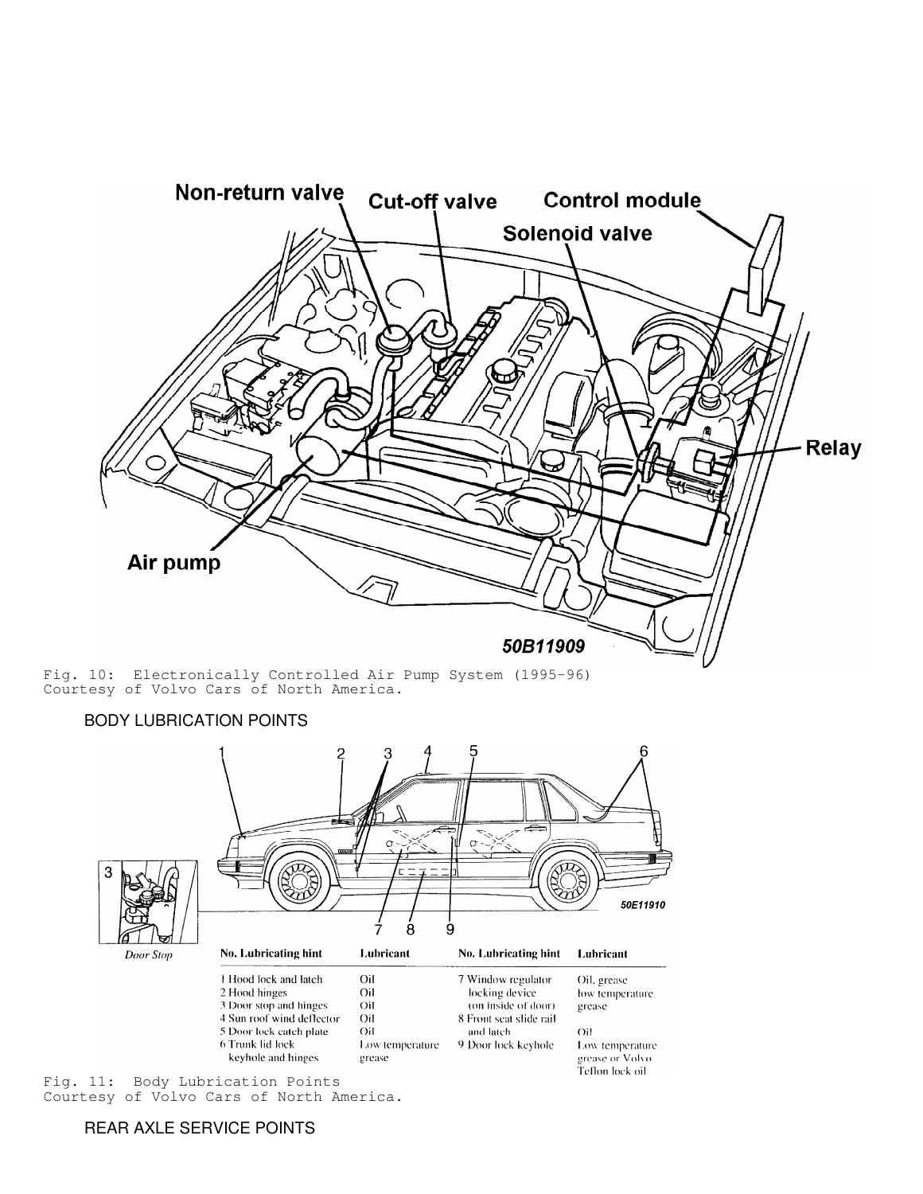Fig. 10: Electronically Controlled Air Pump System (1995-96)
Courtesy of Volvo Cars of North America.

BODY LUBRICATION POINTS

| No. Lubricating hint | Lubricant | No. Lubricating hint | Lubricant |
|---|---|---|---|
| 1 Hood lock and latch | Oil | 7 Window regulator locking device (on inside of door) | Oil, grease low temperature grease |
| 2 Hood hinges | Oil | 8 Front seat slide rail and latch | Oil |
| 3 Door stop and hinges | Oil | 9 Door lock keyhole | Low temperature grease or Volvo Teflon lock oil |
| 4 Sun roof wind deflector | Oil | | |
| 5 Door lock catch plate | Oil | | |
| 6 Trunk lid lock keyhole and hinges | Low temperature grease | | |

Fig. 11: Body Lubrication Points
Courtesy of Volvo Cars of North America.

REAR AXLE SERVICE POINTS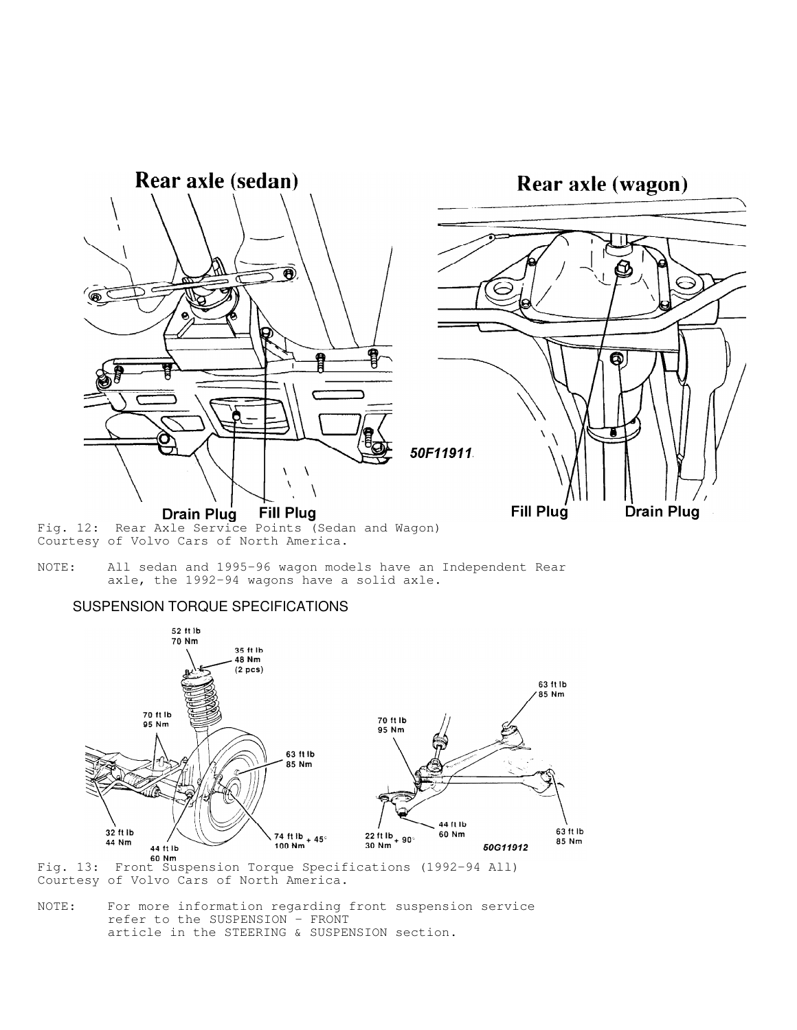Fig. 12: Rear Axle Service Points (Sedan and Wagon)
Courtesy of Volvo Cars of North America.

NOTE: All sedan and 1995-96 wagon models have an Independent Rear axle, the 1992-94 wagons have a solid axle.

## SUSPENSION TORQUE SPECIFICATIONS

Fig. 13: Front Suspension Torque Specifications (1992-94 All)
Courtesy of Volvo Cars of North America.

NOTE: For more information regarding front suspension service refer to the SUSPENSION - FRONT article in the STEERING & SUSPENSION section.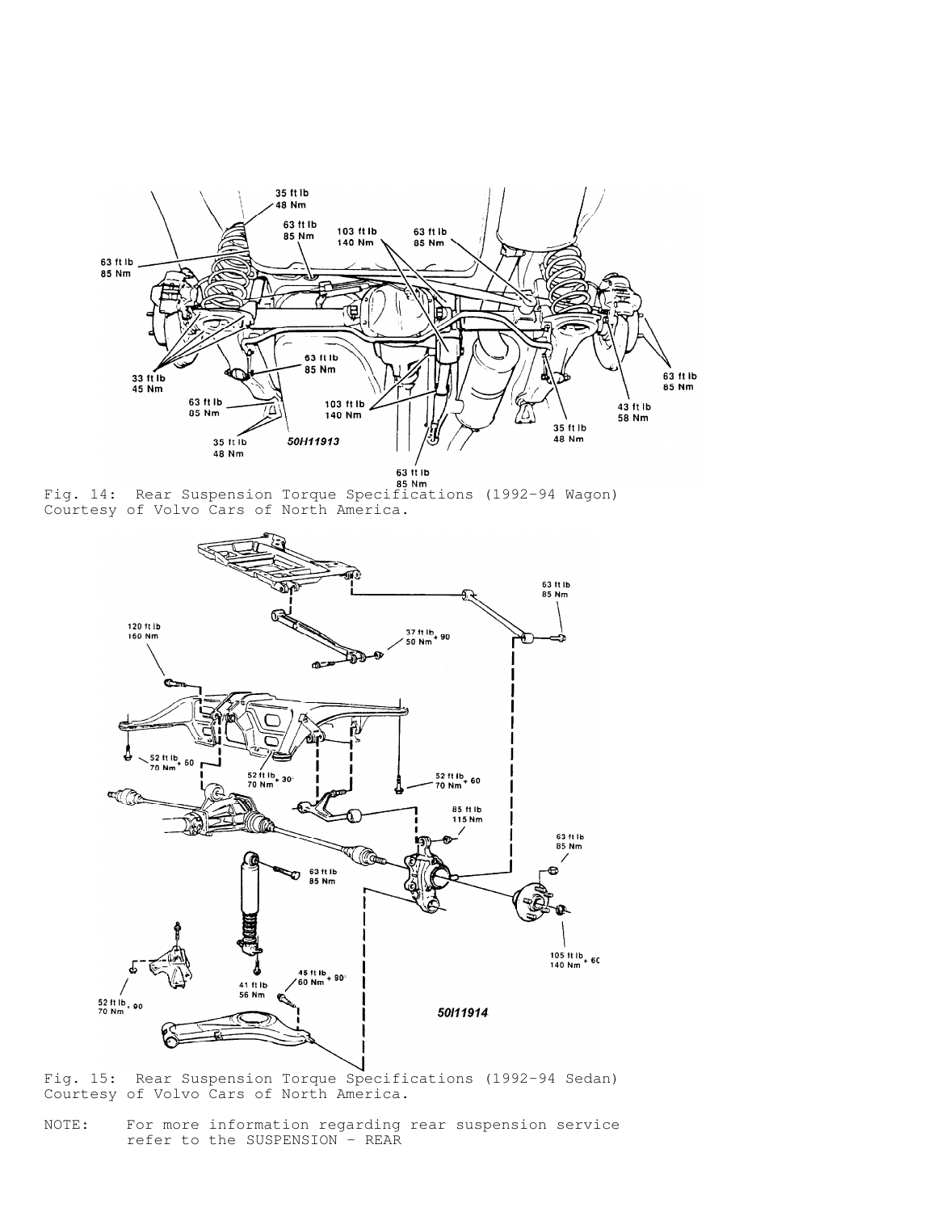Fig. 14: Rear Suspension Torque Specifications (1992-94 Wagon)
Courtesy of Volvo Cars of North America.

Fig. 15: Rear Suspension Torque Specifications (1992-94 Sedan)
Courtesy of Volvo Cars of North America.

NOTE: For more information regarding rear suspension service refer to the SUSPENSION - REAR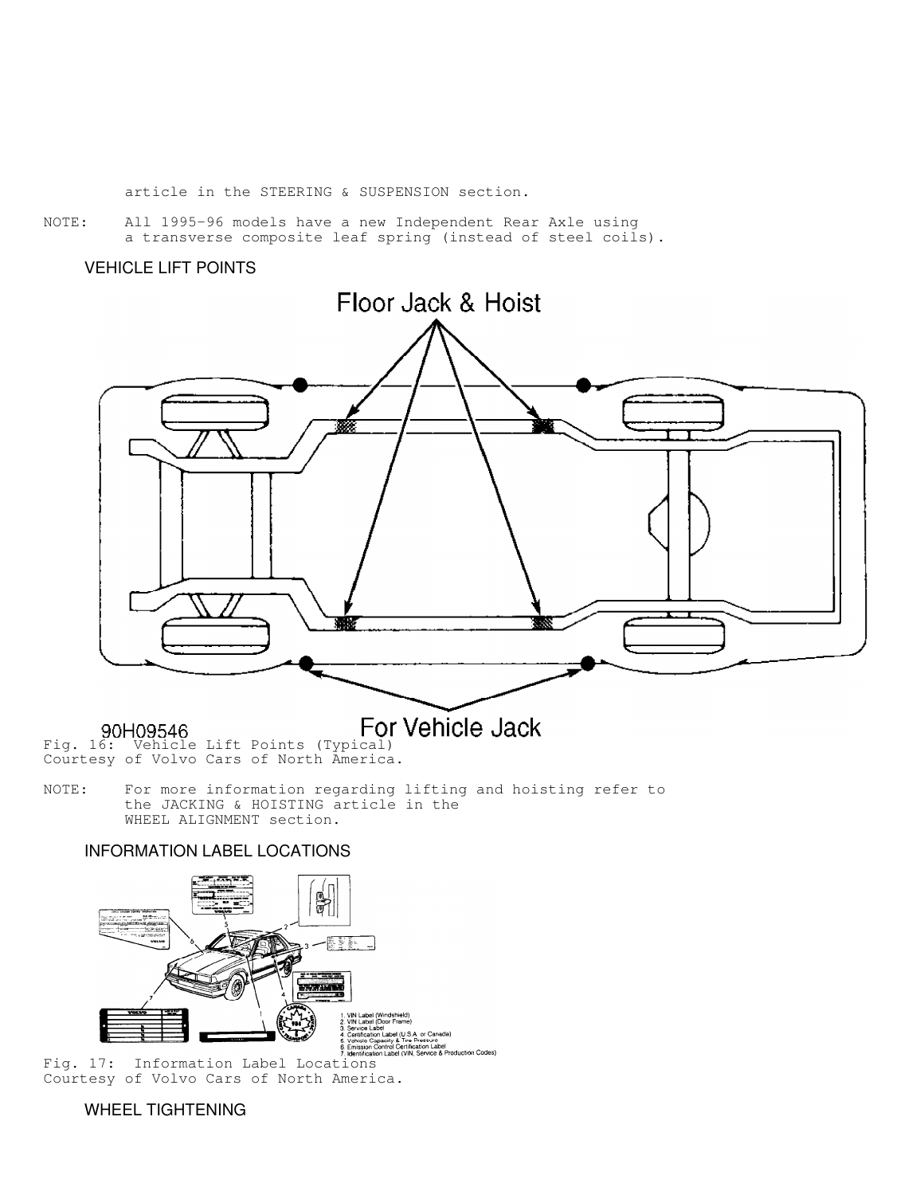article in the STEERING & SUSPENSION section.

NOTE: All 1995-96 models have a new Independent Rear Axle using a transverse composite leaf spring (instead of steel coils).

### VEHICLE LIFT POINTS

Fig. 16: Vehicle Lift Points (Typical)
Courtesy of Volvo Cars of North America.

NOTE: For more information regarding lifting and hoisting refer to the JACKING & HOISTING article in the WHEEL ALIGNMENT section.

### INFORMATION LABEL LOCATIONS

Fig. 17: Information Label Locations
Courtesy of Volvo Cars of North America.

### WHEEL TIGHTENING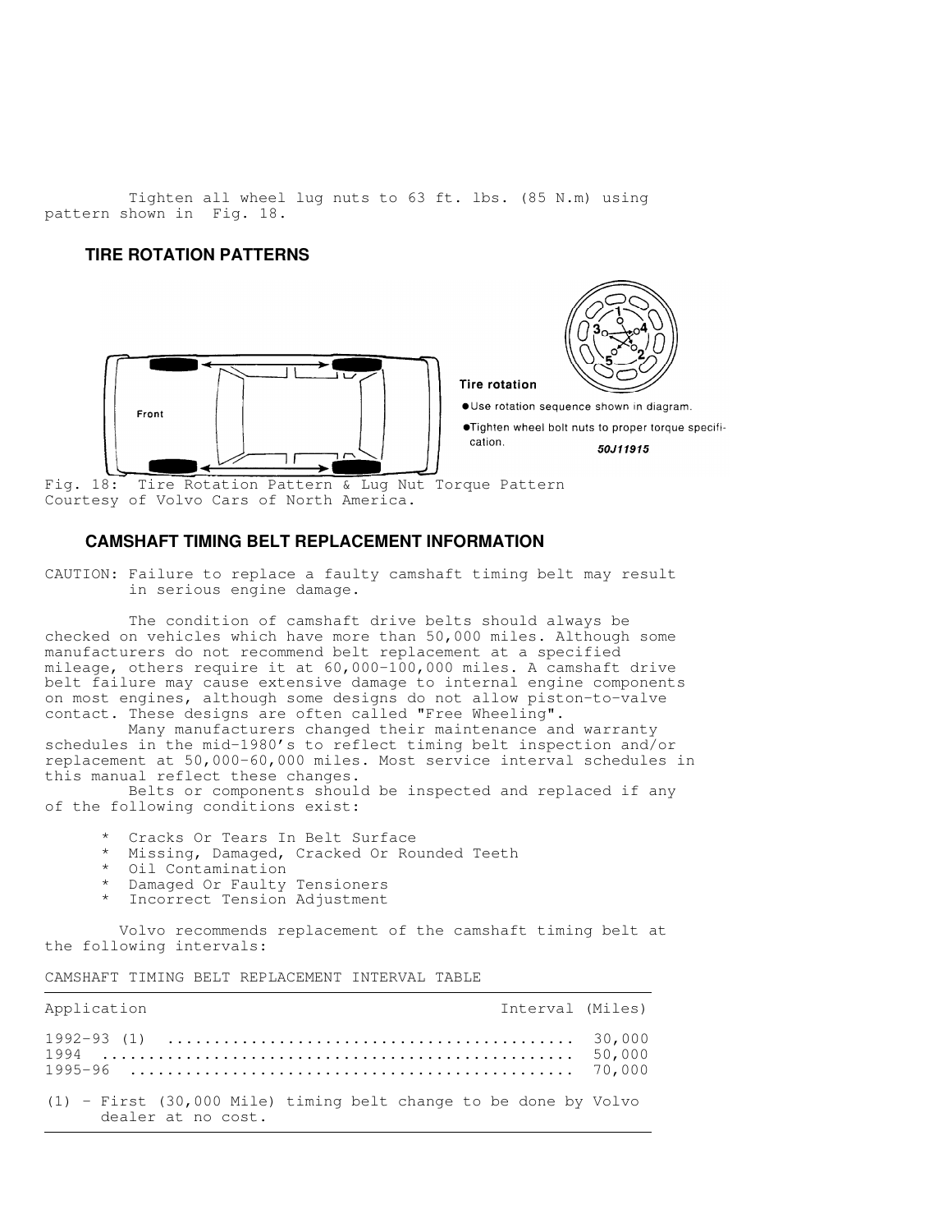Tighten all wheel lug nuts to 63 ft. lbs. (85 N.m) using pattern shown in Fig. 18.

## TIRE ROTATION PATTERNS

Fig. 18: Tire Rotation Pattern & Lug Nut Torque Pattern
Courtesy of Volvo Cars of North America.

## CAMSHAFT TIMING BELT REPLACEMENT INFORMATION

CAUTION: Failure to replace a faulty camshaft timing belt may result in serious engine damage.

The condition of camshaft drive belts should always be checked on vehicles which have more than 50,000 miles. Although some manufacturers do not recommend belt replacement at a specified mileage, others require it at 60,000-100,000 miles. A camshaft drive belt failure may cause extensive damage to internal engine components on most engines, although some designs do not allow piston-to-valve contact. These designs are often called "Free Wheeling".

Many manufacturers changed their maintenance and warranty schedules in the mid-1980's to reflect timing belt inspection and/or replacement at 50,000-60,000 miles. Most service interval schedules in this manual reflect these changes.

Belts or components should be inspected and replaced if any of the following conditions exist:

* Cracks Or Tears In Belt Surface
* Missing, Damaged, Cracked Or Rounded Teeth
* Oil Contamination
* Damaged Or Faulty Tensioners
* Incorrect Tension Adjustment

Volvo recommends replacement of the camshaft timing belt at the following intervals:

CAMSHAFT TIMING BELT REPLACEMENT INTERVAL TABLE

| Application | Interval (Miles) |
|---|---|
| 1992-93 (1) | 30,000 |
| 1994 | 50,000 |
| 1995-96 | 70,000 |

(1) - First (30,000 Mile) timing belt change to be done by Volvo dealer at no cost.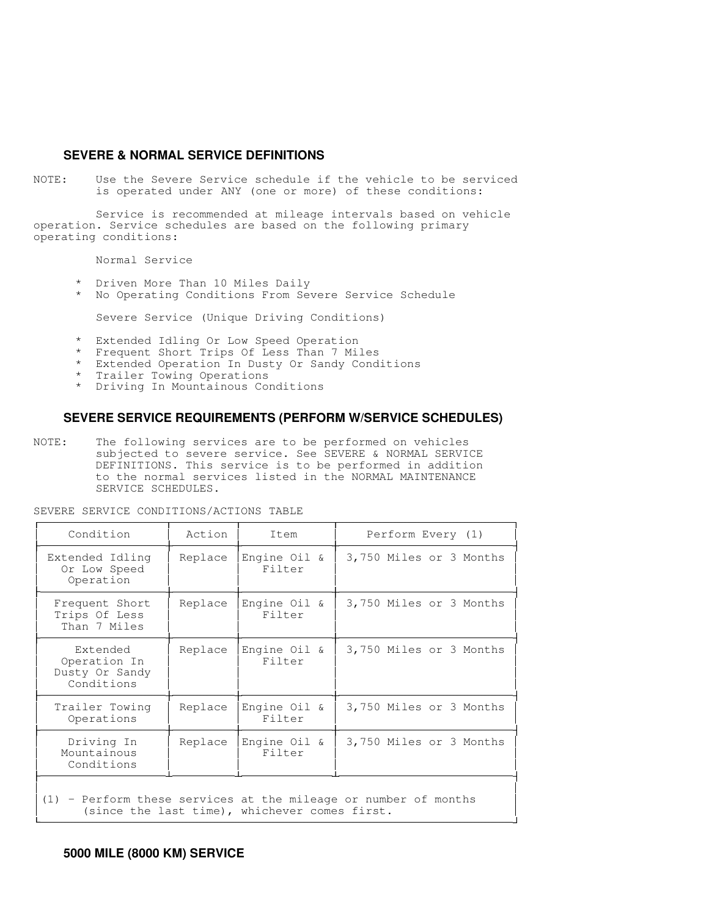## SEVERE & NORMAL SERVICE DEFINITIONS

NOTE: Use the Severe Service schedule if the vehicle to be serviced is operated under ANY (one or more) of these conditions:

Service is recommended at mileage intervals based on vehicle operation. Service schedules are based on the following primary operating conditions:

Normal Service

* Driven More Than 10 Miles Daily
* No Operating Conditions From Severe Service Schedule

Severe Service (Unique Driving Conditions)

* Extended Idling Or Low Speed Operation
* Frequent Short Trips Of Less Than 7 Miles
* Extended Operation In Dusty Or Sandy Conditions
* Trailer Towing Operations
* Driving In Mountainous Conditions

## SEVERE SERVICE REQUIREMENTS (PERFORM W/SERVICE SCHEDULES)

NOTE: The following services are to be performed on vehicles subjected to severe service. See SEVERE & NORMAL SERVICE DEFINITIONS. This service is to be performed in addition to the normal services listed in the NORMAL MAINTENANCE SERVICE SCHEDULES.

SEVERE SERVICE CONDITIONS/ACTIONS TABLE

| Condition | Action | Item | Perform Every (1) |
|---|---|---|---|
| Extended Idling Or Low Speed Operation | Replace | Engine Oil & Filter | 3,750 Miles or 3 Months |
| Frequent Short Trips Of Less Than 7 Miles | Replace | Engine Oil & Filter | 3,750 Miles or 3 Months |
| Extended Operation In Dusty Or Sandy Conditions | Replace | Engine Oil & Filter | 3,750 Miles or 3 Months |
| Trailer Towing Operations | Replace | Engine Oil & Filter | 3,750 Miles or 3 Months |
| Driving In Mountainous Conditions | Replace | Engine Oil & Filter | 3,750 Miles or 3 Months |

(1) - Perform these services at the mileage or number of months (since the last time), whichever comes first.

## 5000 MILE (8000 KM) SERVICE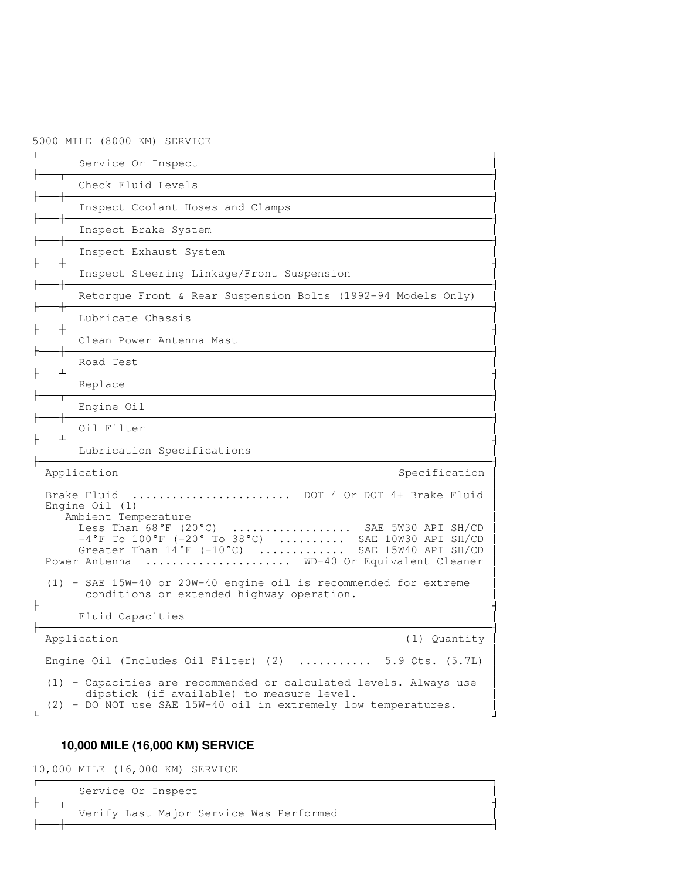5000 MILE (8000 KM) SERVICE

| Service Or Inspect |
| --- |
| Check Fluid Levels |
| Inspect Coolant Hoses and Clamps |
| Inspect Brake System |
| Inspect Exhaust System |
| Inspect Steering Linkage/Front Suspension |
| Retorque Front & Rear Suspension Bolts (1992-94 Models Only) |
| Lubricate Chassis |
| Clean Power Antenna Mast |
| Road Test |

| Replace |
| --- |
| Engine Oil |
| Oil Filter |

Lubrication Specifications

| Application | Specification |
| --- | --- |
| Brake Fluid | DOT 4 Or DOT 4+ Brake Fluid |
| Engine Oil (1) | |
| Ambient Temperature | |
| Less Than 68°F (20°C) | SAE 5W30 API SH/CD |
| -4°F To 100°F (-20° To 38°C) | SAE 10W30 API SH/CD |
| Greater Than 14°F (-10°C) | SAE 15W40 API SH/CD |
| Power Antenna | WD-40 Or Equivalent Cleaner |

(1) - SAE 15W-40 or 20W-40 engine oil is recommended for extreme conditions or extended highway operation.

Fluid Capacities

| Application | (1) Quantity |
| --- | --- |
| Engine Oil (Includes Oil Filter) (2) | 5.9 Qts. (5.7L) |

(1) - Capacities are recommended or calculated levels. Always use dipstick (if available) to measure level.
(2) - DO NOT use SAE 15W-40 oil in extremely low temperatures.

## 10,000 MILE (16,000 KM) SERVICE

10,000 MILE (16,000 KM) SERVICE

| Service Or Inspect |
| --- |
| Verify Last Major Service Was Performed |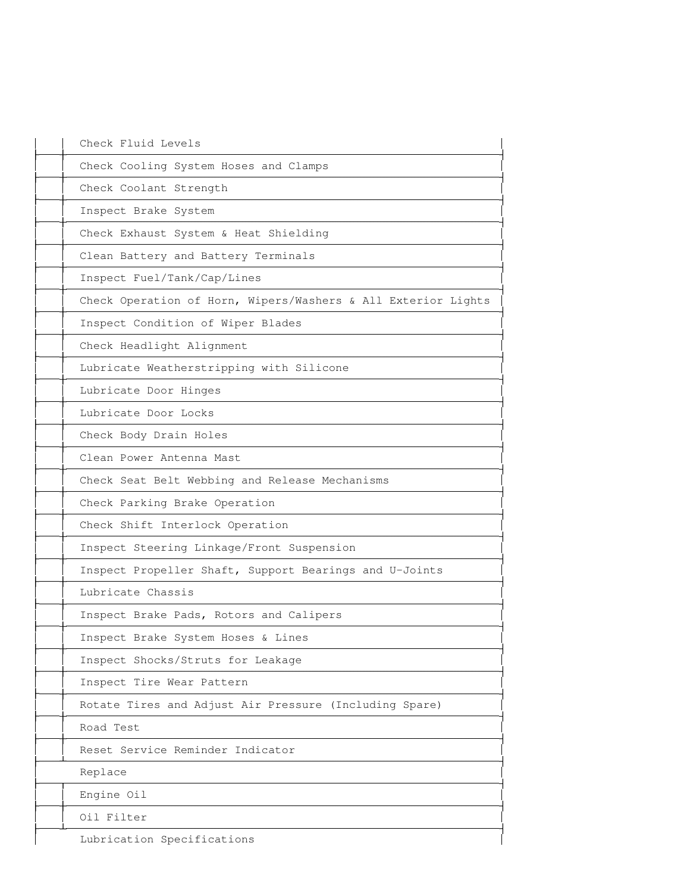| | | |
|---|---|---|
| | | Check Fluid Levels |
| | | Check Cooling System Hoses and Clamps |
| | | Check Coolant Strength |
| | | Inspect Brake System |
| | | Check Exhaust System & Heat Shielding |
| | | Clean Battery and Battery Terminals |
| | | Inspect Fuel/Tank/Cap/Lines |
| | | Check Operation of Horn, Wipers/Washers & All Exterior Lights |
| | | Inspect Condition of Wiper Blades |
| | | Check Headlight Alignment |
| | | Lubricate Weatherstripping with Silicone |
| | | Lubricate Door Hinges |
| | | Lubricate Door Locks |
| | | Check Body Drain Holes |
| | | Clean Power Antenna Mast |
| | | Check Seat Belt Webbing and Release Mechanisms |
| | | Check Parking Brake Operation |
| | | Check Shift Interlock Operation |
| | | Inspect Steering Linkage/Front Suspension |
| | | Inspect Propeller Shaft, Support Bearings and U-Joints |
| | | Lubricate Chassis |
| | | Inspect Brake Pads, Rotors and Calipers |
| | | Inspect Brake System Hoses & Lines |
| | | Inspect Shocks/Struts for Leakage |
| | | Inspect Tire Wear Pattern |
| | | Rotate Tires and Adjust Air Pressure (Including Spare) |
| | | Road Test |
| | | Reset Service Reminder Indicator |
| | | Replace |
| | | Engine Oil |
| | | Oil Filter |
| | | Lubrication Specifications |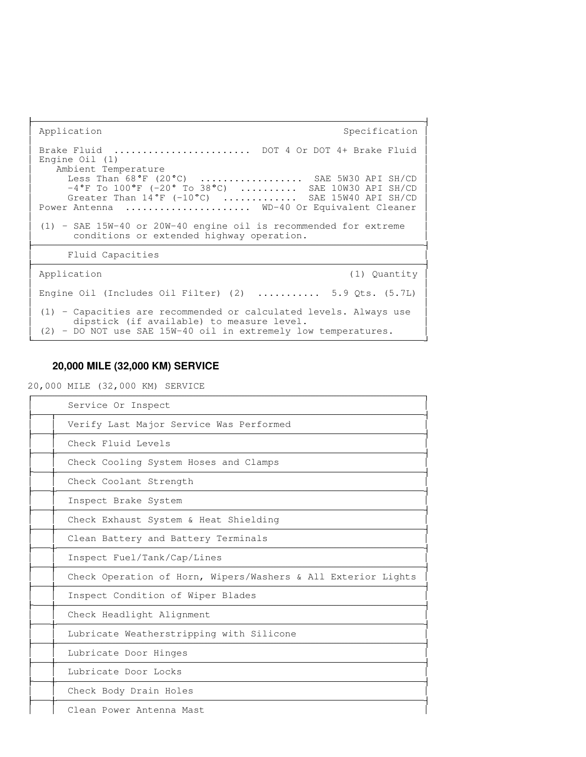| Application | Specification |
|---|---|
| Brake Fluid ........................ | DOT 4 Or DOT 4+ Brake Fluid |
| Engine Oil (1) | |
| Ambient Temperature | |
| Less Than 68°F (20°C) ................. | SAE 5W30 API SH/CD |
| -4°F To 100°F (-20° To 38°C) .......... | SAE 10W30 API SH/CD |
| Greater Than 14°F (-10°C) ............ | SAE 15W40 API SH/CD |
| Power Antenna ...................... | WD-40 Or Equivalent Cleaner |

(1) - SAE 15W-40 or 20W-40 engine oil is recommended for extreme conditions or extended highway operation.

Fluid Capacities

| Application | (1) Quantity |
|---|---|
| Engine Oil (Includes Oil Filter) (2) .......... | 5.9 Qts. (5.7L) |

(1) - Capacities are recommended or calculated levels. Always use dipstick (if available) to measure level.
(2) - DO NOT use SAE 15W-40 oil in extremely low temperatures.

## 20,000 MILE (32,000 KM) SERVICE

20,000 MILE (32,000 KM) SERVICE

| | Service Or Inspect |
|---|---|
| | Verify Last Major Service Was Performed |
| | Check Fluid Levels |
| | Check Cooling System Hoses and Clamps |
| | Check Coolant Strength |
| | Inspect Brake System |
| | Check Exhaust System & Heat Shielding |
| | Clean Battery and Battery Terminals |
| | Inspect Fuel/Tank/Cap/Lines |
| | Check Operation of Horn, Wipers/Washers & All Exterior Lights |
| | Inspect Condition of Wiper Blades |
| | Check Headlight Alignment |
| | Lubricate Weatherstripping with Silicone |
| | Lubricate Door Hinges |
| | Lubricate Door Locks |
| | Check Body Drain Holes |
| | Clean Power Antenna Mast |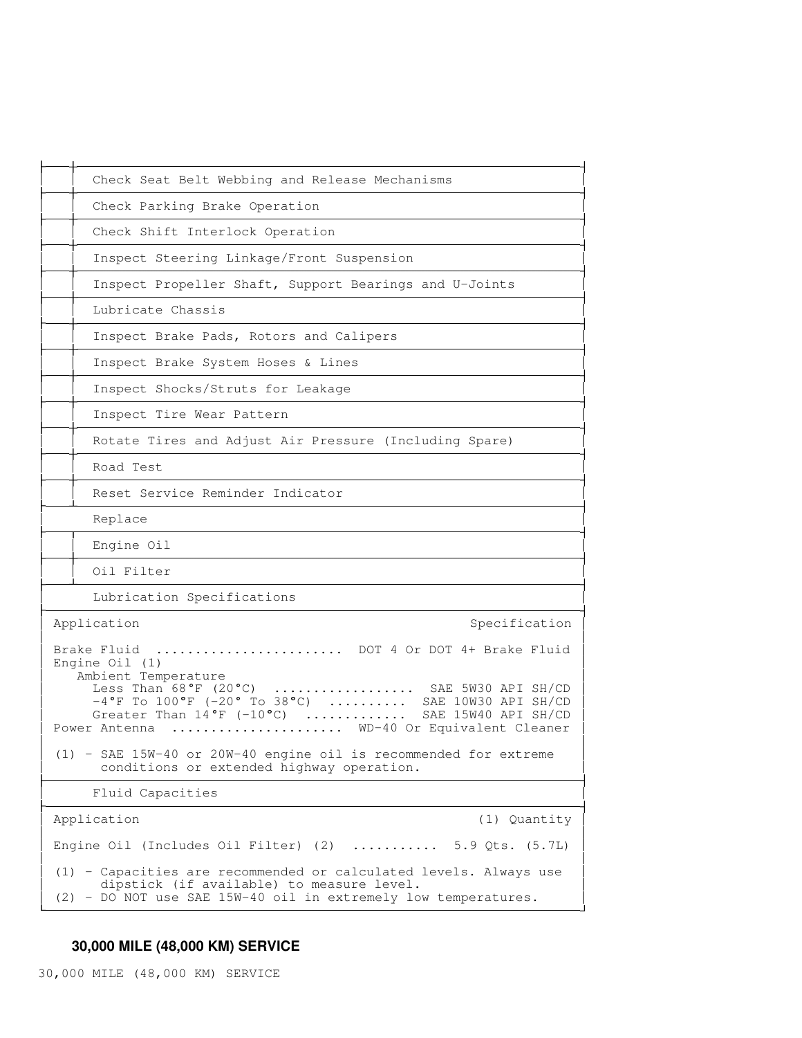| | |
|---|---|
| | Check Seat Belt Webbing and Release Mechanisms |
| | Check Parking Brake Operation |
| | Check Shift Interlock Operation |
| | Inspect Steering Linkage/Front Suspension |
| | Inspect Propeller Shaft, Support Bearings and U-Joints |
| | Lubricate Chassis |
| | Inspect Brake Pads, Rotors and Calipers |
| | Inspect Brake System Hoses & Lines |
| | Inspect Shocks/Struts for Leakage |
| | Inspect Tire Wear Pattern |
| | Rotate Tires and Adjust Air Pressure (Including Spare) |
| | Road Test |
| | Reset Service Reminder Indicator |
| | **Replace** |
| | Engine Oil |
| | Oil Filter |

**Lubrication Specifications**

| Application | Specification |
|---|---|
| Brake Fluid | DOT 4 Or DOT 4+ Brake Fluid |
| Engine Oil (1) | |
| Ambient Temperature | |
| Less Than 68°F (20°C) | SAE 5W30 API SH/CD |
| -4°F To 100°F (-20° To 38°C) | SAE 10W30 API SH/CD |
| Greater Than 14°F (-10°C) | SAE 15W40 API SH/CD |
| Power Antenna | WD-40 Or Equivalent Cleaner |

(1) - SAE 15W-40 or 20W-40 engine oil is recommended for extreme conditions or extended highway operation.

**Fluid Capacities**

| Application | (1) Quantity |
|---|---|
| Engine Oil (Includes Oil Filter) (2) | 5.9 Qts. (5.7L) |

(1) - Capacities are recommended or calculated levels. Always use dipstick (if available) to measure level.
(2) - DO NOT use SAE 15W-40 oil in extremely low temperatures.

## 30,000 MILE (48,000 KM) SERVICE

30,000 MILE (48,000 KM) SERVICE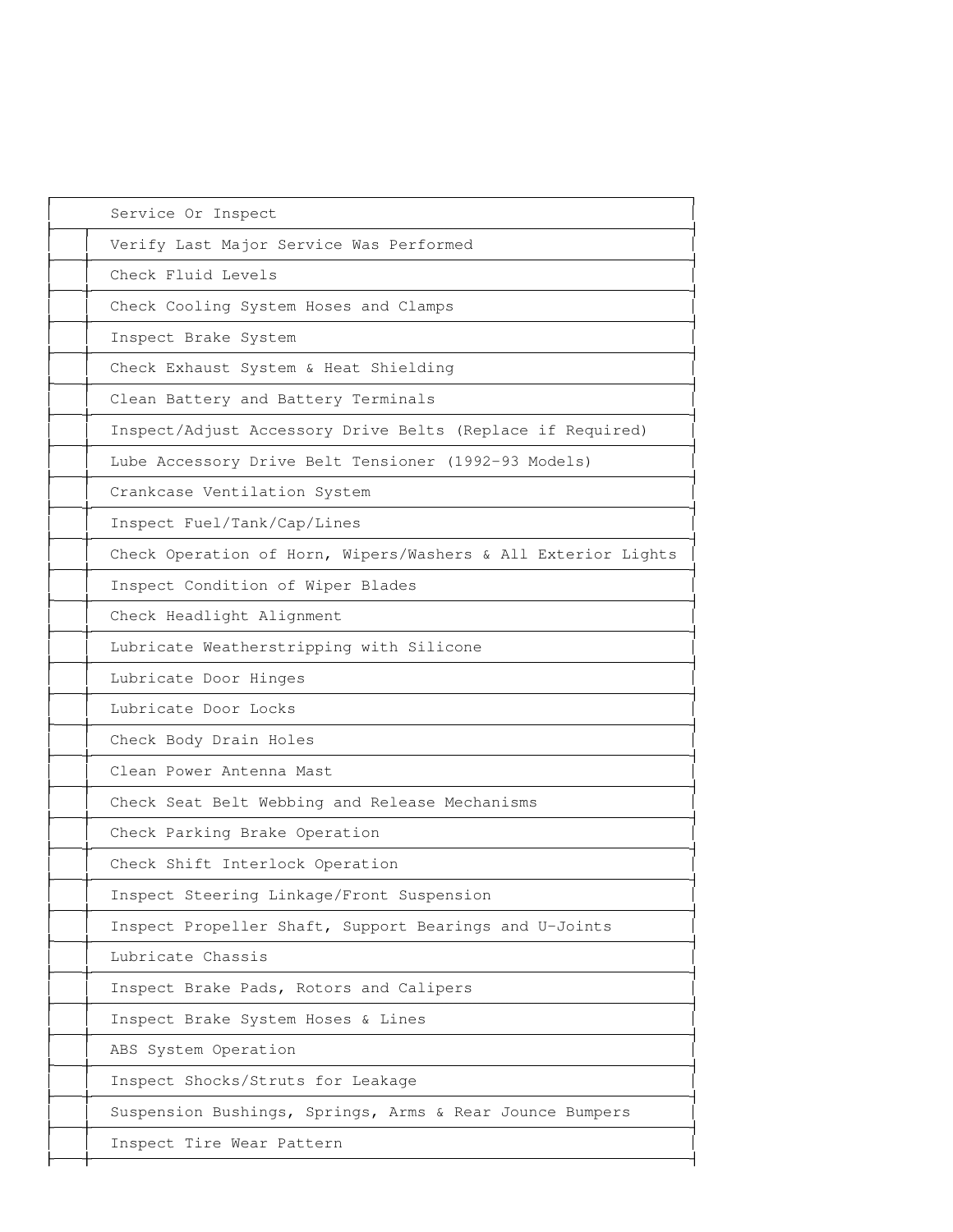| | Service Or Inspect |
|---|---|
| | Verify Last Major Service Was Performed |
| | Check Fluid Levels |
| | Check Cooling System Hoses and Clamps |
| | Inspect Brake System |
| | Check Exhaust System & Heat Shielding |
| | Clean Battery and Battery Terminals |
| | Inspect/Adjust Accessory Drive Belts (Replace if Required) |
| | Lube Accessory Drive Belt Tensioner (1992-93 Models) |
| | Crankcase Ventilation System |
| | Inspect Fuel/Tank/Cap/Lines |
| | Check Operation of Horn, Wipers/Washers & All Exterior Lights |
| | Inspect Condition of Wiper Blades |
| | Check Headlight Alignment |
| | Lubricate Weatherstripping with Silicone |
| | Lubricate Door Hinges |
| | Lubricate Door Locks |
| | Check Body Drain Holes |
| | Clean Power Antenna Mast |
| | Check Seat Belt Webbing and Release Mechanisms |
| | Check Parking Brake Operation |
| | Check Shift Interlock Operation |
| | Inspect Steering Linkage/Front Suspension |
| | Inspect Propeller Shaft, Support Bearings and U-Joints |
| | Lubricate Chassis |
| | Inspect Brake Pads, Rotors and Calipers |
| | Inspect Brake System Hoses & Lines |
| | ABS System Operation |
| | Inspect Shocks/Struts for Leakage |
| | Suspension Bushings, Springs, Arms & Rear Jounce Bumpers |
| | Inspect Tire Wear Pattern |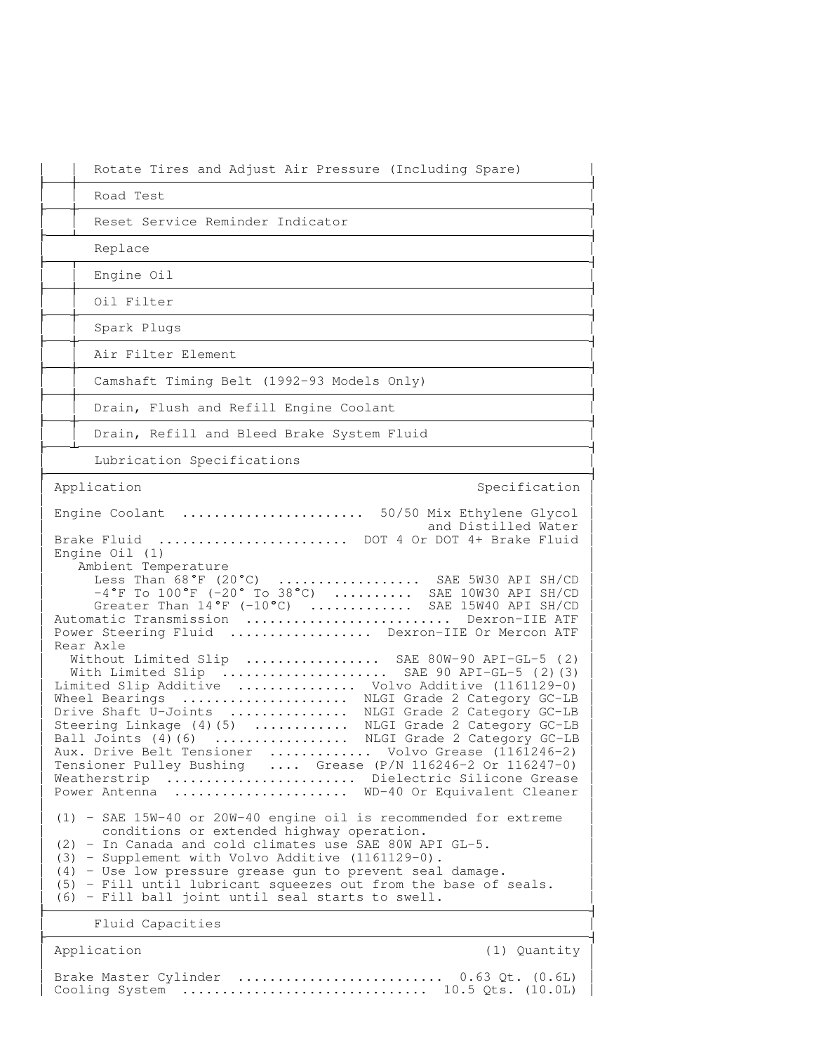| | |
|---|---|
| | Rotate Tires and Adjust Air Pressure (Including Spare) |
| | Road Test |
| | Reset Service Reminder Indicator |

**Replace**

| | |
|---|---|
| | Engine Oil |
| | Oil Filter |
| | Spark Plugs |
| | Air Filter Element |
| | Camshaft Timing Belt (1992-93 Models Only) |
| | Drain, Flush and Refill Engine Coolant |
| | Drain, Refill and Bleed Brake System Fluid |

**Lubrication Specifications**

| Application | Specification |
|---|---|
| Engine Coolant | 50/50 Mix Ethylene Glycol and Distilled Water |
| Brake Fluid | DOT 4 Or DOT 4+ Brake Fluid |
| Engine Oil (1) | |
| Ambient Temperature | |
| Less Than 68°F (20°C) | SAE 5W30 API SH/CD |
| -4°F To 100°F (-20° To 38°C) | SAE 10W30 API SH/CD |
| Greater Than 14°F (-10°C) | SAE 15W40 API SH/CD |
| Automatic Transmission | Dexron-IIE ATF |
| Power Steering Fluid | Dexron-IIE Or Mercon ATF |
| Rear Axle | |
| Without Limited Slip | SAE 80W-90 API-GL-5 (2) |
| With Limited Slip | SAE 90 API-GL-5 (2)(3) |
| Limited Slip Additive | Volvo Additive (1161129-0) |
| Wheel Bearings | NLGI Grade 2 Category GC-LB |
| Drive Shaft U-Joints | NLGI Grade 2 Category GC-LB |
| Steering Linkage (4)(5) | NLGI Grade 2 Category GC-LB |
| Ball Joints (4)(6) | NLGI Grade 2 Category GC-LB |
| Aux. Drive Belt Tensioner | Volvo Grease (1161246-2) |
| Tensioner Pulley Bushing | Grease (P/N 116246-2 Or 116247-0) |
| Weatherstrip | Dielectric Silicone Grease |
| Power Antenna | WD-40 Or Equivalent Cleaner |

(1) - SAE 15W-40 or 20W-40 engine oil is recommended for extreme conditions or extended highway operation.
(2) - In Canada and cold climates use SAE 80W API GL-5.
(3) - Supplement with Volvo Additive (1161129-0).
(4) - Use low pressure grease gun to prevent seal damage.
(5) - Fill until lubricant squeezes out from the base of seals.
(6) - Fill ball joint until seal starts to swell.

**Fluid Capacities**

| Application | (1) Quantity |
|---|---|
| Brake Master Cylinder | 0.63 Qt. (0.6L) |
| Cooling System | 10.5 Qts. (10.0L) |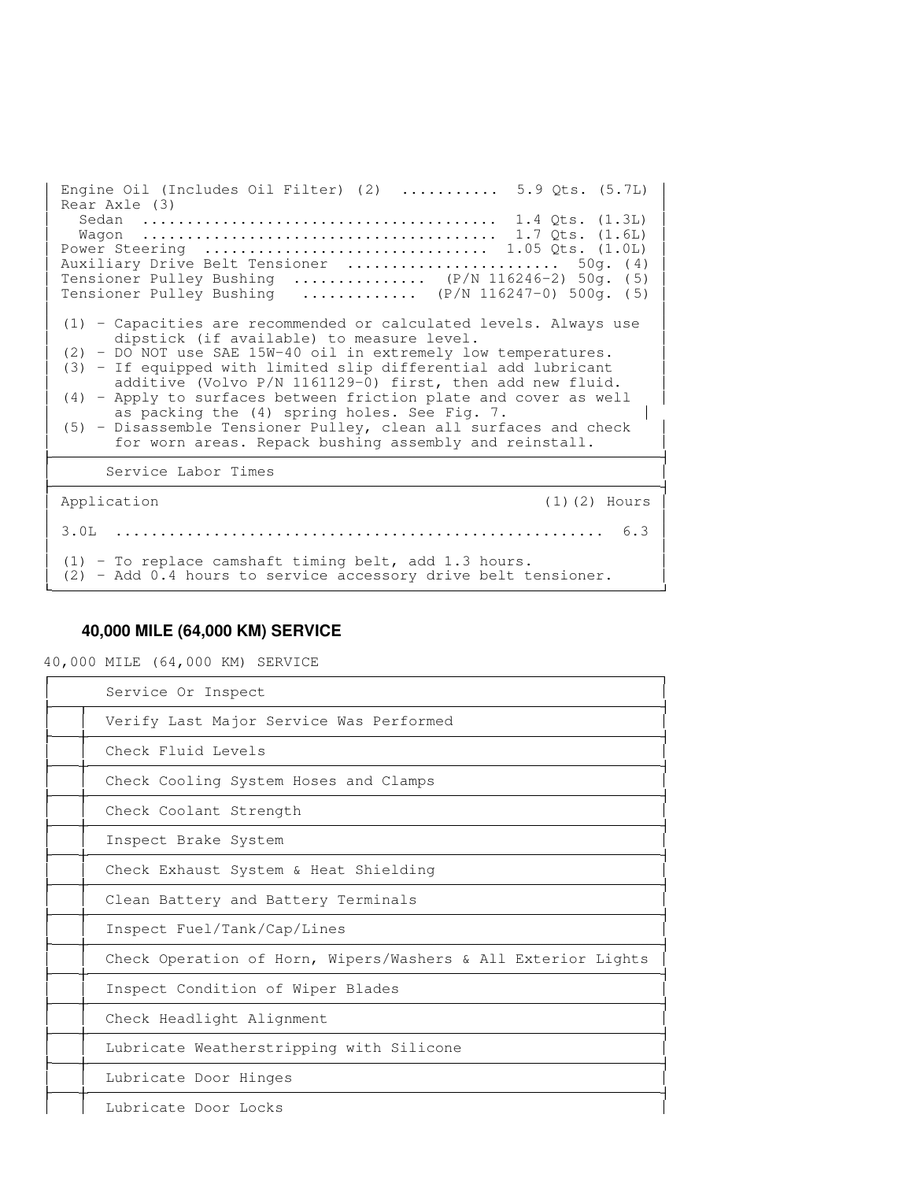| Application | Capacity |
|---|---|
| Engine Oil (Includes Oil Filter) (2) | 5.9 Qts. (5.7L) |
| Rear Axle (3) | |
| Sedan | 1.4 Qts. (1.3L) |
| Wagon | 1.7 Qts. (1.6L) |
| Power Steering | 1.05 Qts. (1.0L) |
| Auxiliary Drive Belt Tensioner | 50g. (4) |
| Tensioner Pulley Bushing (P/N 116246-2) | 50g. (5) |
| Tensioner Pulley Bushing (P/N 116247-0) | 500g. (5) |

(1) - Capacities are recommended or calculated levels. Always use dipstick (if available) to measure level.
(2) - DO NOT use SAE 15W-40 oil in extremely low temperatures.
(3) - If equipped with limited slip differential add lubricant additive (Volvo P/N 1161129-0) first, then add new fluid.
(4) - Apply to surfaces between friction plate and cover as well as packing the (4) spring holes. See Fig. 7.
(5) - Disassemble Tensioner Pulley, clean all surfaces and check for worn areas. Repack bushing assembly and reinstall.

Service Labor Times

| Application | (1)(2) Hours |
|---|---|
| 3.0L | 6.3 |

(1) - To replace camshaft timing belt, add 1.3 hours.
(2) - Add 0.4 hours to service accessory drive belt tensioner.

## 40,000 MILE (64,000 KM) SERVICE

40,000 MILE (64,000 KM) SERVICE

| | Service Or Inspect |
|---|---|
| | Verify Last Major Service Was Performed |
| | Check Fluid Levels |
| | Check Cooling System Hoses and Clamps |
| | Check Coolant Strength |
| | Inspect Brake System |
| | Check Exhaust System & Heat Shielding |
| | Clean Battery and Battery Terminals |
| | Inspect Fuel/Tank/Cap/Lines |
| | Check Operation of Horn, Wipers/Washers & All Exterior Lights |
| | Inspect Condition of Wiper Blades |
| | Check Headlight Alignment |
| | Lubricate Weatherstripping with Silicone |
| | Lubricate Door Hinges |
| | Lubricate Door Locks |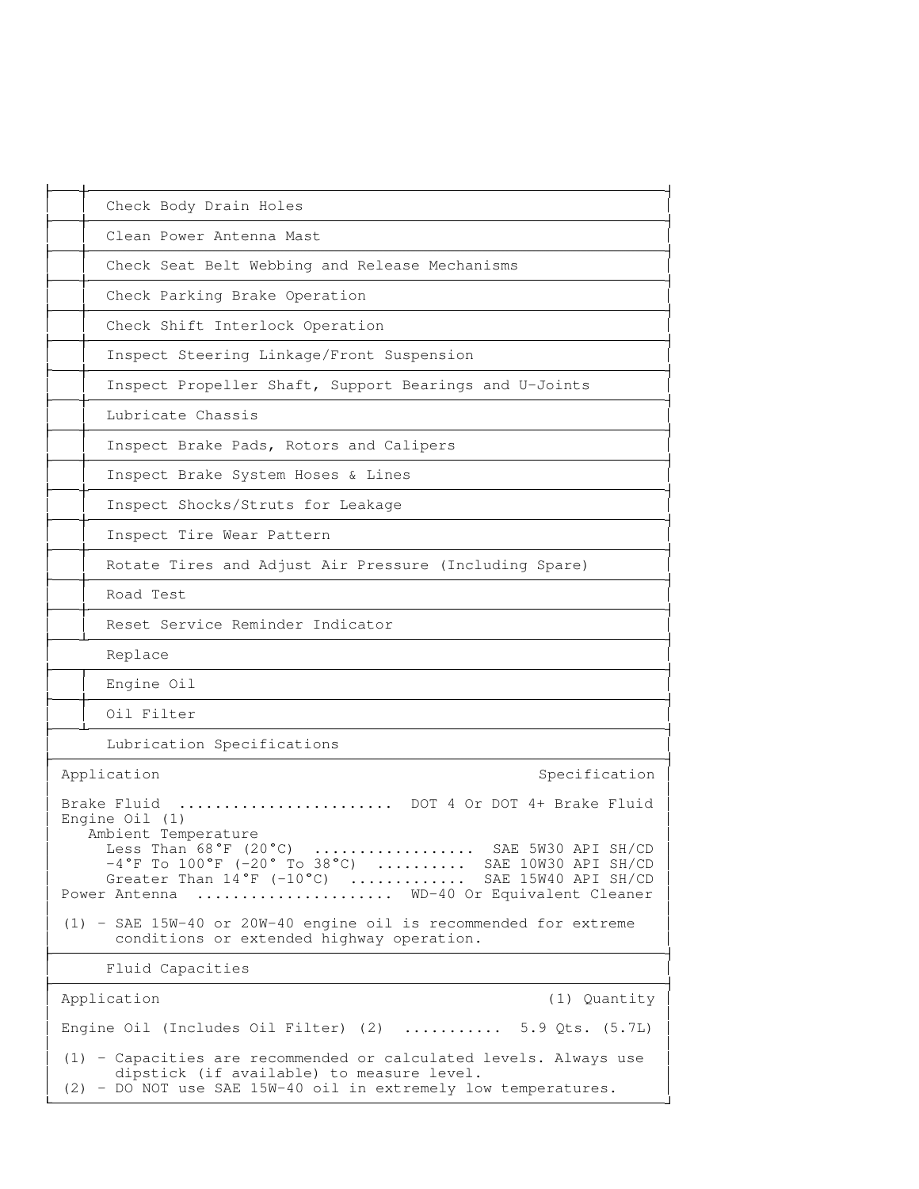| | |
|---|---|
| | Check Body Drain Holes |
| | Clean Power Antenna Mast |
| | Check Seat Belt Webbing and Release Mechanisms |
| | Check Parking Brake Operation |
| | Check Shift Interlock Operation |
| | Inspect Steering Linkage/Front Suspension |
| | Inspect Propeller Shaft, Support Bearings and U-Joints |
| | Lubricate Chassis |
| | Inspect Brake Pads, Rotors and Calipers |
| | Inspect Brake System Hoses & Lines |
| | Inspect Shocks/Struts for Leakage |
| | Inspect Tire Wear Pattern |
| | Rotate Tires and Adjust Air Pressure (Including Spare) |
| | Road Test |
| | Reset Service Reminder Indicator |

**Replace**

| | |
|---|---|
| | Engine Oil |
| | Oil Filter |

**Lubrication Specifications**

| Application | Specification |
|---|---|
| Brake Fluid | DOT 4 Or DOT 4+ Brake Fluid |
| Engine Oil (1) | |
| Ambient Temperature | |
| Less Than 68°F (20°C) | SAE 5W30 API SH/CD |
| -4°F To 100°F (-20° To 38°C) | SAE 10W30 API SH/CD |
| Greater Than 14°F (-10°C) | SAE 15W40 API SH/CD |
| Power Antenna | WD-40 Or Equivalent Cleaner |

(1) - SAE 15W-40 or 20W-40 engine oil is recommended for extreme conditions or extended highway operation.

**Fluid Capacities**

| Application | (1) Quantity |
|---|---|
| Engine Oil (Includes Oil Filter) (2) | 5.9 Qts. (5.7L) |

(1) - Capacities are recommended or calculated levels. Always use dipstick (if available) to measure level.
(2) - DO NOT use SAE 15W-40 oil in extremely low temperatures.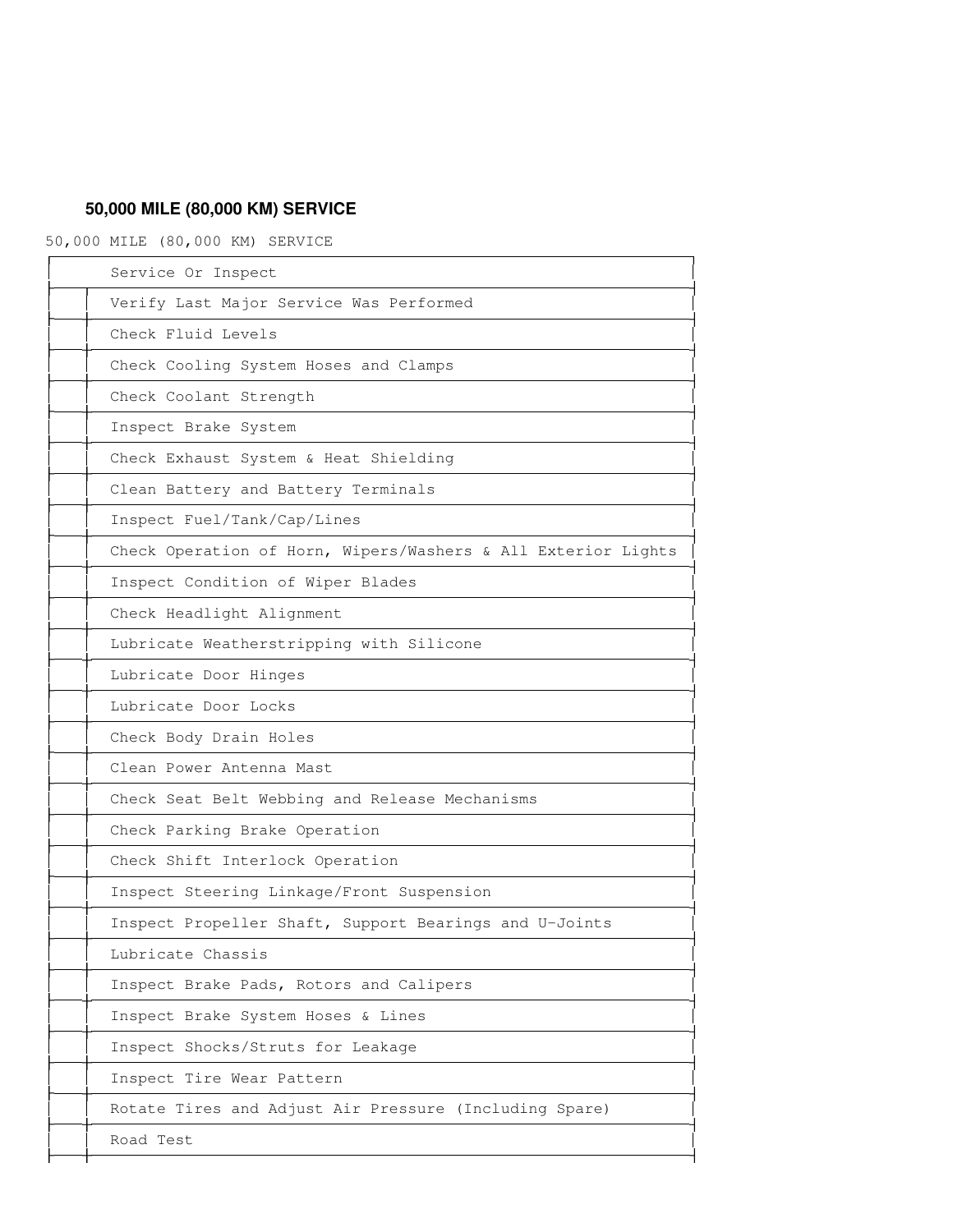## 50,000 MILE (80,000 KM) SERVICE

50,000 MILE (80,000 KM) SERVICE

| | Service Or Inspect |
|---|---|
| | Verify Last Major Service Was Performed |
| | Check Fluid Levels |
| | Check Cooling System Hoses and Clamps |
| | Check Coolant Strength |
| | Inspect Brake System |
| | Check Exhaust System & Heat Shielding |
| | Clean Battery and Battery Terminals |
| | Inspect Fuel/Tank/Cap/Lines |
| | Check Operation of Horn, Wipers/Washers & All Exterior Lights |
| | Inspect Condition of Wiper Blades |
| | Check Headlight Alignment |
| | Lubricate Weatherstripping with Silicone |
| | Lubricate Door Hinges |
| | Lubricate Door Locks |
| | Check Body Drain Holes |
| | Clean Power Antenna Mast |
| | Check Seat Belt Webbing and Release Mechanisms |
| | Check Parking Brake Operation |
| | Check Shift Interlock Operation |
| | Inspect Steering Linkage/Front Suspension |
| | Inspect Propeller Shaft, Support Bearings and U-Joints |
| | Lubricate Chassis |
| | Inspect Brake Pads, Rotors and Calipers |
| | Inspect Brake System Hoses & Lines |
| | Inspect Shocks/Struts for Leakage |
| | Inspect Tire Wear Pattern |
| | Rotate Tires and Adjust Air Pressure (Including Spare) |
| | Road Test |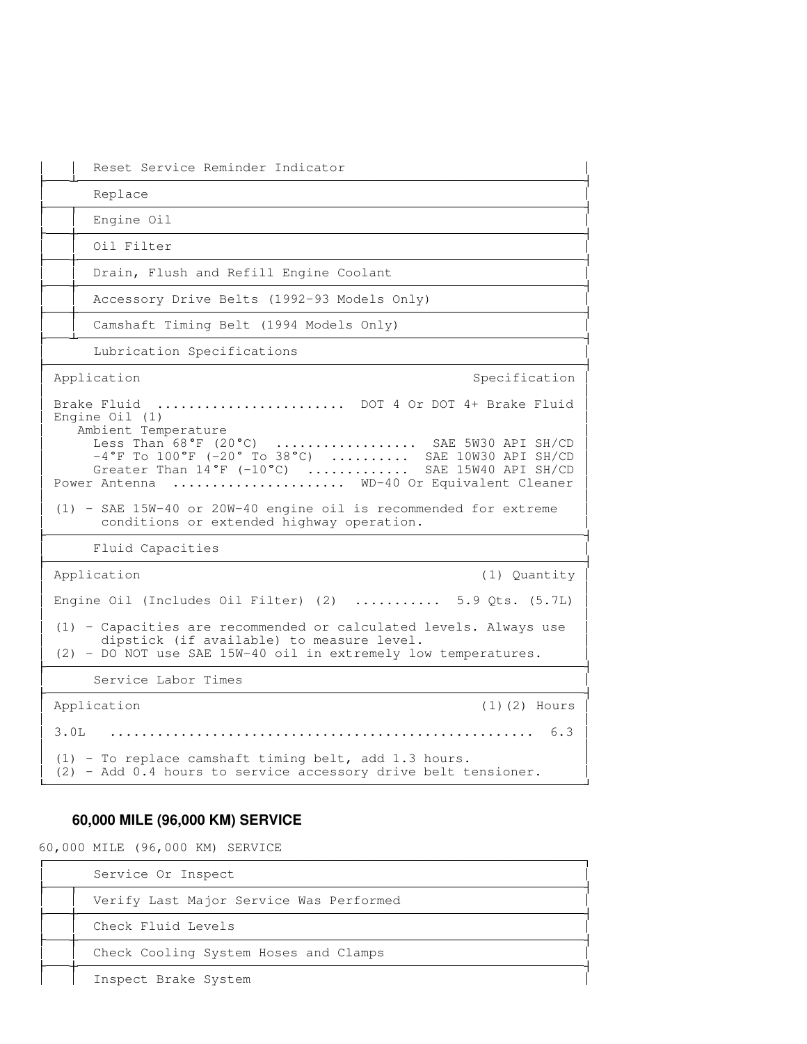| |
|---|
| Reset Service Reminder Indicator |
| Replace |
| Engine Oil |
| Oil Filter |
| Drain, Flush and Refill Engine Coolant |
| Accessory Drive Belts (1992-93 Models Only) |
| Camshaft Timing Belt (1994 Models Only) |

Lubrication Specifications

| Application | Specification |
|---|---|
| Brake Fluid | DOT 4 Or DOT 4+ Brake Fluid |
| Engine Oil (1) | |
| Ambient Temperature | |
| Less Than 68°F (20°C) | SAE 5W30 API SH/CD |
| -4°F To 100°F (-20° To 38°C) | SAE 10W30 API SH/CD |
| Greater Than 14°F (-10°C) | SAE 15W40 API SH/CD |
| Power Antenna | WD-40 Or Equivalent Cleaner |

(1) - SAE 15W-40 or 20W-40 engine oil is recommended for extreme conditions or extended highway operation.

Fluid Capacities

| Application | (1) Quantity |
|---|---|
| Engine Oil (Includes Oil Filter) (2) | 5.9 Qts. (5.7L) |

(1) - Capacities are recommended or calculated levels. Always use dipstick (if available) to measure level.
(2) - DO NOT use SAE 15W-40 oil in extremely low temperatures.

Service Labor Times

| Application | (1)(2) Hours |
|---|---|
| 3.0L | 6.3 |

(1) - To replace camshaft timing belt, add 1.3 hours.
(2) - Add 0.4 hours to service accessory drive belt tensioner.

### 60,000 MILE (96,000 KM) SERVICE

60,000 MILE (96,000 KM) SERVICE

| Service Or Inspect |
|---|
| Verify Last Major Service Was Performed |
| Check Fluid Levels |
| Check Cooling System Hoses and Clamps |
| Inspect Brake System |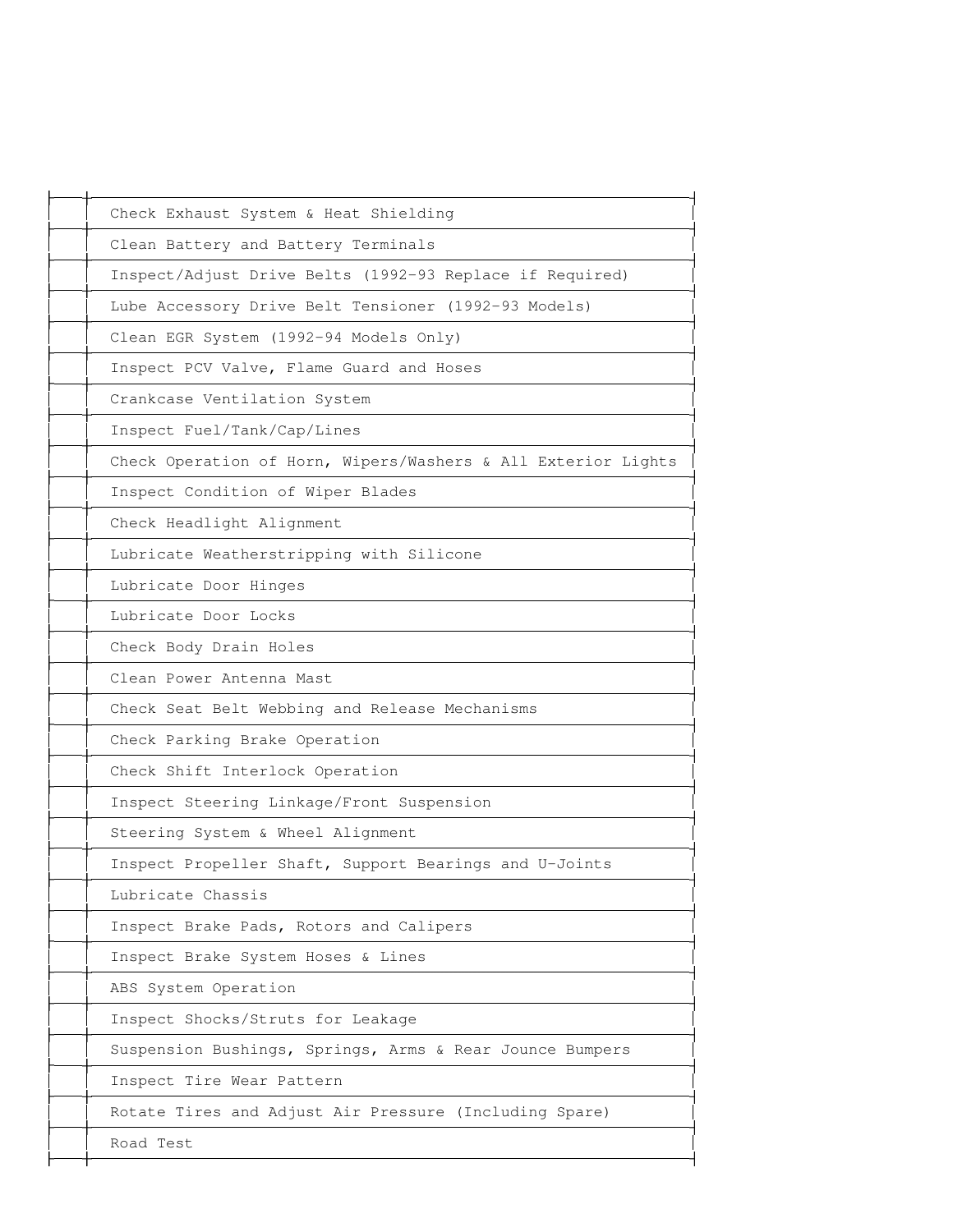| | |
|---|---|
| | Check Exhaust System & Heat Shielding |
| | Clean Battery and Battery Terminals |
| | Inspect/Adjust Drive Belts (1992-93 Replace if Required) |
| | Lube Accessory Drive Belt Tensioner (1992-93 Models) |
| | Clean EGR System (1992-94 Models Only) |
| | Inspect PCV Valve, Flame Guard and Hoses |
| | Crankcase Ventilation System |
| | Inspect Fuel/Tank/Cap/Lines |
| | Check Operation of Horn, Wipers/Washers & All Exterior Lights |
| | Inspect Condition of Wiper Blades |
| | Check Headlight Alignment |
| | Lubricate Weatherstripping with Silicone |
| | Lubricate Door Hinges |
| | Lubricate Door Locks |
| | Check Body Drain Holes |
| | Clean Power Antenna Mast |
| | Check Seat Belt Webbing and Release Mechanisms |
| | Check Parking Brake Operation |
| | Check Shift Interlock Operation |
| | Inspect Steering Linkage/Front Suspension |
| | Steering System & Wheel Alignment |
| | Inspect Propeller Shaft, Support Bearings and U-Joints |
| | Lubricate Chassis |
| | Inspect Brake Pads, Rotors and Calipers |
| | Inspect Brake System Hoses & Lines |
| | ABS System Operation |
| | Inspect Shocks/Struts for Leakage |
| | Suspension Bushings, Springs, Arms & Rear Jounce Bumpers |
| | Inspect Tire Wear Pattern |
| | Rotate Tires and Adjust Air Pressure (Including Spare) |
| | Road Test |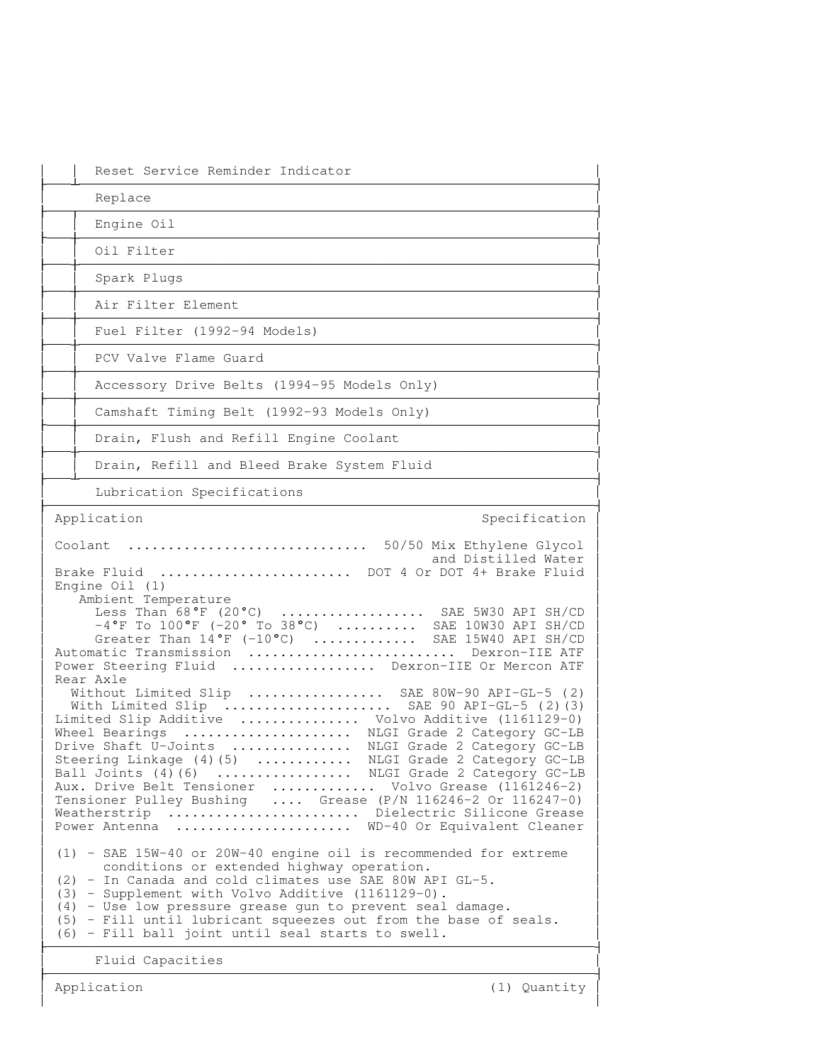| Reset Service Reminder Indicator |
|---|

| Replace |
|---|
| Engine Oil |
| Oil Filter |
| Spark Plugs |
| Air Filter Element |
| Fuel Filter (1992-94 Models) |
| PCV Valve Flame Guard |
| Accessory Drive Belts (1994-95 Models Only) |
| Camshaft Timing Belt (1992-93 Models Only) |
| Drain, Flush and Refill Engine Coolant |
| Drain, Refill and Bleed Brake System Fluid |

### Lubrication Specifications

| Application | Specification |
|---|---|
| Coolant | 50/50 Mix Ethylene Glycol and Distilled Water |
| Brake Fluid | DOT 4 Or DOT 4+ Brake Fluid |
| Engine Oil (1) | |
| Ambient Temperature | |
| Less Than 68°F (20°C) | SAE 5W30 API SH/CD |
| -4°F To 100°F (-20° To 38°C) | SAE 10W30 API SH/CD |
| Greater Than 14°F (-10°C) | SAE 15W40 API SH/CD |
| Automatic Transmission | Dexron-IIE ATF |
| Power Steering Fluid | Dexron-IIE Or Mercon ATF |
| Rear Axle | |
| Without Limited Slip | SAE 80W-90 API-GL-5 (2) |
| With Limited Slip | SAE 90 API-GL-5 (2)(3) |
| Limited Slip Additive | Volvo Additive (1161129-0) |
| Wheel Bearings | NLGI Grade 2 Category GC-LB |
| Drive Shaft U-Joints | NLGI Grade 2 Category GC-LB |
| Steering Linkage (4)(5) | NLGI Grade 2 Category GC-LB |
| Ball Joints (4)(6) | NLGI Grade 2 Category GC-LB |
| Aux. Drive Belt Tensioner | Volvo Grease (1161246-2) |
| Tensioner Pulley Bushing | Grease (P/N 116246-2 Or 116247-0) |
| Weatherstrip | Dielectric Silicone Grease |
| Power Antenna | WD-40 Or Equivalent Cleaner |

(1) - SAE 15W-40 or 20W-40 engine oil is recommended for extreme conditions or extended highway operation.
(2) - In Canada and cold climates use SAE 80W API GL-5.
(3) - Supplement with Volvo Additive (1161129-0).
(4) - Use low pressure grease gun to prevent seal damage.
(5) - Fill until lubricant squeezes out from the base of seals.
(6) - Fill ball joint until seal starts to swell.

### Fluid Capacities

| Application | (1) Quantity |
|---|---|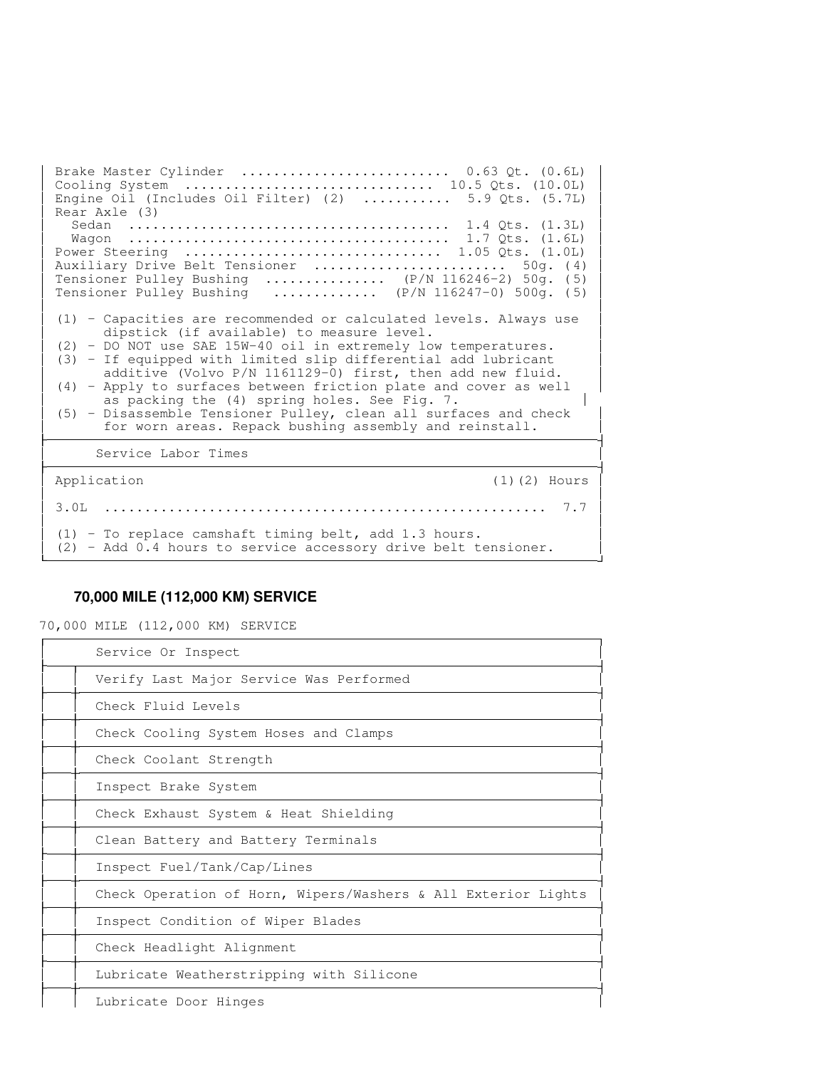| Capacities (1) | |
|---|---|
| Brake Master Cylinder | 0.63 Qt. (0.6L) |
| Cooling System | 10.5 Qts. (10.0L) |
| Engine Oil (Includes Oil Filter) (2) | 5.9 Qts. (5.7L) |
| Rear Axle (3) | |
| Sedan | 1.4 Qts. (1.3L) |
| Wagon | 1.7 Qts. (1.6L) |
| Power Steering | 1.05 Qts. (1.0L) |
| Auxiliary Drive Belt Tensioner | 50g. (4) |
| Tensioner Pulley Bushing (P/N 116246-2) | 50g. (5) |
| Tensioner Pulley Bushing (P/N 116247-0) | 500g. (5) |

(1) - Capacities are recommended or calculated levels. Always use dipstick (if available) to measure level.
(2) - DO NOT use SAE 15W-40 oil in extremely low temperatures.
(3) - If equipped with limited slip differential add lubricant additive (Volvo P/N 1161129-0) first, then add new fluid.
(4) - Apply to surfaces between friction plate and cover as well as packing the (4) spring holes. See Fig. 7.
(5) - Disassemble Tensioner Pulley, clean all surfaces and check for worn areas. Repack bushing assembly and reinstall.

**Service Labor Times**

| Application | (1)(2) Hours |
|---|---|
| 3.0L | 7.7 |

(1) - To replace camshaft timing belt, add 1.3 hours.
(2) - Add 0.4 hours to service accessory drive belt tensioner.

## 70,000 MILE (112,000 KM) SERVICE

70,000 MILE (112,000 KM) SERVICE

| | Service Or Inspect |
|---|---|
| | Verify Last Major Service Was Performed |
| | Check Fluid Levels |
| | Check Cooling System Hoses and Clamps |
| | Check Coolant Strength |
| | Inspect Brake System |
| | Check Exhaust System & Heat Shielding |
| | Clean Battery and Battery Terminals |
| | Inspect Fuel/Tank/Cap/Lines |
| | Check Operation of Horn, Wipers/Washers & All Exterior Lights |
| | Inspect Condition of Wiper Blades |
| | Check Headlight Alignment |
| | Lubricate Weatherstripping with Silicone |
| | Lubricate Door Hinges |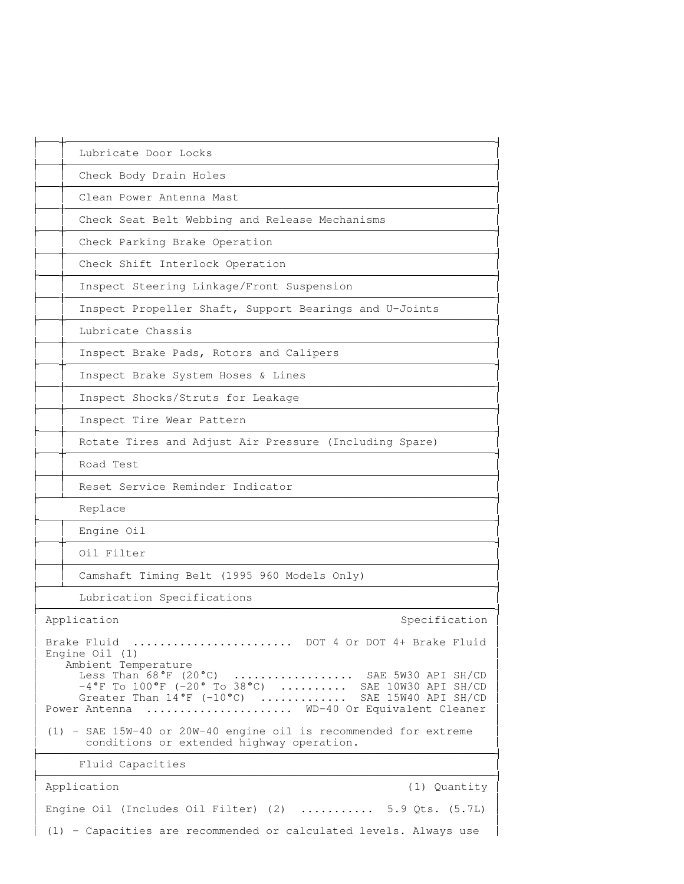| | |
|---|---|
| | Lubricate Door Locks |
| | Check Body Drain Holes |
| | Clean Power Antenna Mast |
| | Check Seat Belt Webbing and Release Mechanisms |
| | Check Parking Brake Operation |
| | Check Shift Interlock Operation |
| | Inspect Steering Linkage/Front Suspension |
| | Inspect Propeller Shaft, Support Bearings and U-Joints |
| | Lubricate Chassis |
| | Inspect Brake Pads, Rotors and Calipers |
| | Inspect Brake System Hoses & Lines |
| | Inspect Shocks/Struts for Leakage |
| | Inspect Tire Wear Pattern |
| | Rotate Tires and Adjust Air Pressure (Including Spare) |
| | Road Test |
| | Reset Service Reminder Indicator |
| Replace | |
| | Engine Oil |
| | Oil Filter |
| | Camshaft Timing Belt (1995 960 Models Only) |

Lubrication Specifications

| Application | Specification |
|---|---|
| Brake Fluid | DOT 4 Or DOT 4+ Brake Fluid |
| Engine Oil (1) | |
| Ambient Temperature | |
| Less Than 68°F (20°C) | SAE 5W30 API SH/CD |
| -4°F To 100°F (-20° To 38°C) | SAE 10W30 API SH/CD |
| Greater Than 14°F (-10°C) | SAE 15W40 API SH/CD |
| Power Antenna | WD-40 Or Equivalent Cleaner |

(1) - SAE 15W-40 or 20W-40 engine oil is recommended for extreme conditions or extended highway operation.

Fluid Capacities

| Application | (1) Quantity |
|---|---|
| Engine Oil (Includes Oil Filter) (2) | 5.9 Qts. (5.7L) |

(1) - Capacities are recommended or calculated levels. Always use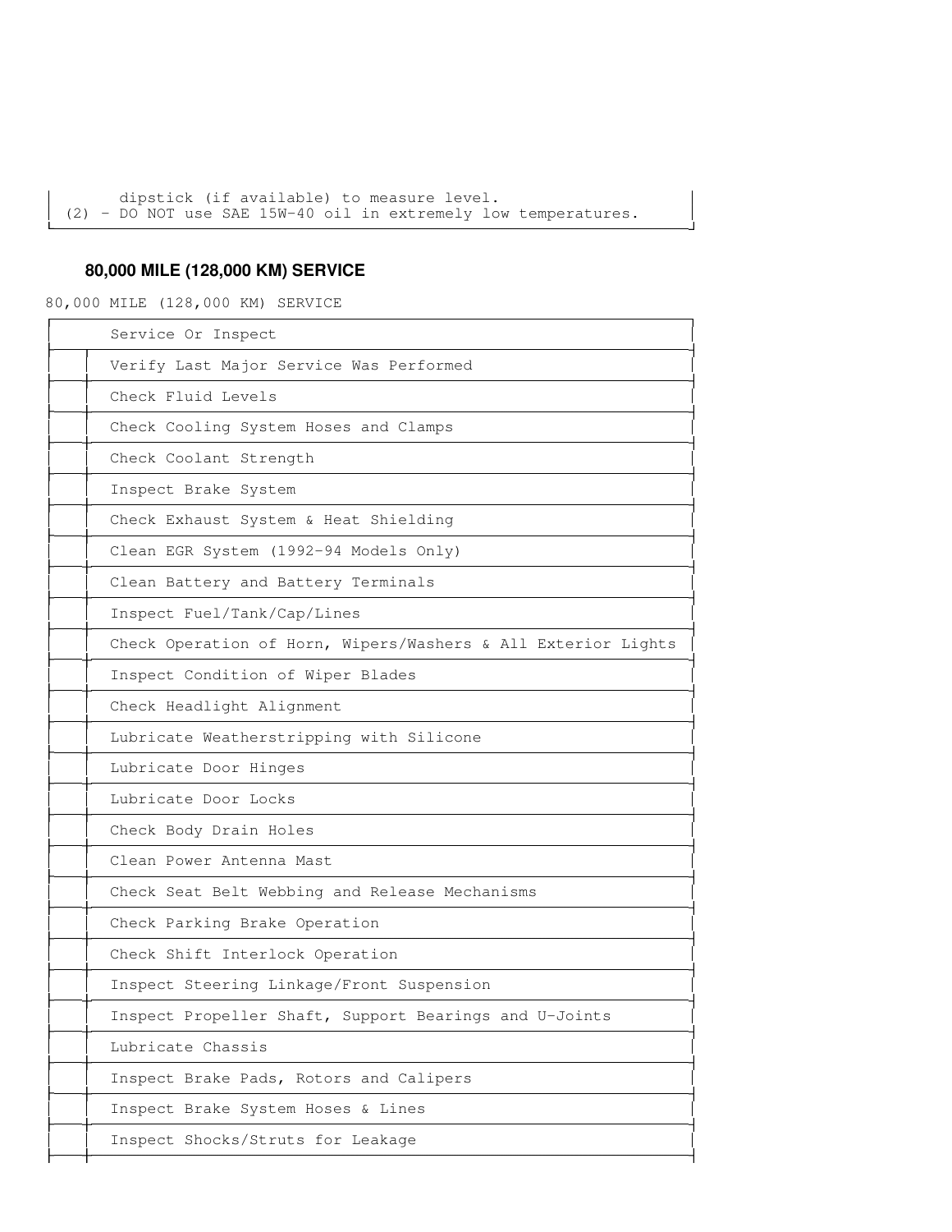dipstick (if available) to measure level.
(2) - DO NOT use SAE 15W-40 oil in extremely low temperatures.

### 80,000 MILE (128,000 KM) SERVICE

80,000 MILE (128,000 KM) SERVICE

| | Service Or Inspect |
|---|---|
| | Verify Last Major Service Was Performed |
| | Check Fluid Levels |
| | Check Cooling System Hoses and Clamps |
| | Check Coolant Strength |
| | Inspect Brake System |
| | Check Exhaust System & Heat Shielding |
| | Clean EGR System (1992-94 Models Only) |
| | Clean Battery and Battery Terminals |
| | Inspect Fuel/Tank/Cap/Lines |
| | Check Operation of Horn, Wipers/Washers & All Exterior Lights |
| | Inspect Condition of Wiper Blades |
| | Check Headlight Alignment |
| | Lubricate Weatherstripping with Silicone |
| | Lubricate Door Hinges |
| | Lubricate Door Locks |
| | Check Body Drain Holes |
| | Clean Power Antenna Mast |
| | Check Seat Belt Webbing and Release Mechanisms |
| | Check Parking Brake Operation |
| | Check Shift Interlock Operation |
| | Inspect Steering Linkage/Front Suspension |
| | Inspect Propeller Shaft, Support Bearings and U-Joints |
| | Lubricate Chassis |
| | Inspect Brake Pads, Rotors and Calipers |
| | Inspect Brake System Hoses & Lines |
| | Inspect Shocks/Struts for Leakage |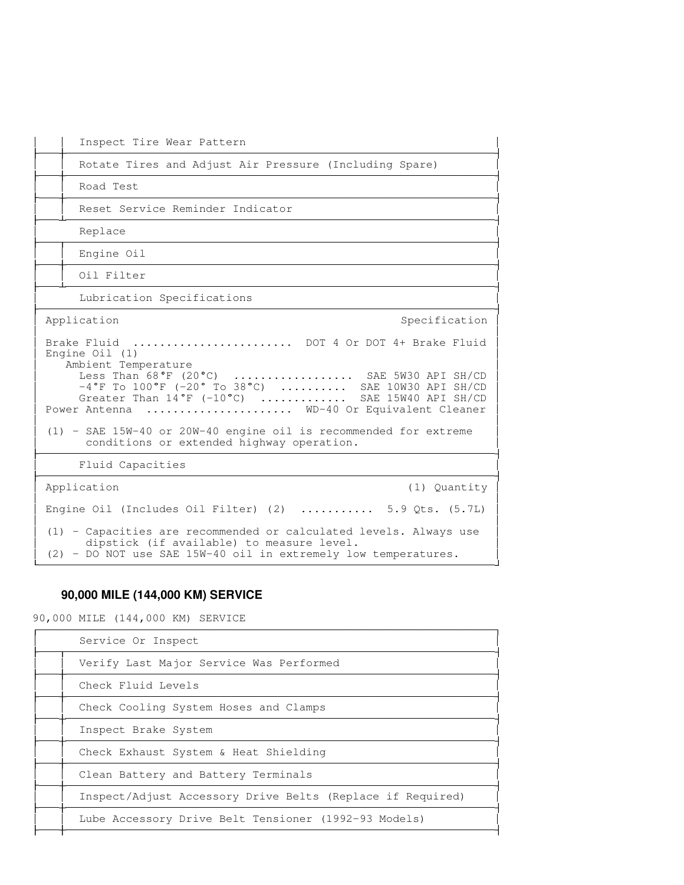| | Inspect Tire Wear Pattern |
|---|---|
| | Rotate Tires and Adjust Air Pressure (Including Spare) |
| | Road Test |
| | Reset Service Reminder Indicator |
| Replace | |
| | Engine Oil |
| | Oil Filter |

Lubrication Specifications

| Application | Specification |
|---|---|
| Brake Fluid | DOT 4 Or DOT 4+ Brake Fluid |
| Engine Oil (1) | |
| Ambient Temperature | |
| Less Than 68°F (20°C) | SAE 5W30 API SH/CD |
| -4°F To 100°F (-20° To 38°C) | SAE 10W30 API SH/CD |
| Greater Than 14°F (-10°C) | SAE 15W40 API SH/CD |
| Power Antenna | WD-40 Or Equivalent Cleaner |

(1) - SAE 15W-40 or 20W-40 engine oil is recommended for extreme conditions or extended highway operation.

Fluid Capacities

| Application | (1) Quantity |
|---|---|
| Engine Oil (Includes Oil Filter) (2) | 5.9 Qts. (5.7L) |

(1) - Capacities are recommended or calculated levels. Always use dipstick (if available) to measure level.
(2) - DO NOT use SAE 15W-40 oil in extremely low temperatures.

## 90,000 MILE (144,000 KM) SERVICE

90,000 MILE (144,000 KM) SERVICE

| Service Or Inspect | |
|---|---|
| | Verify Last Major Service Was Performed |
| | Check Fluid Levels |
| | Check Cooling System Hoses and Clamps |
| | Inspect Brake System |
| | Check Exhaust System & Heat Shielding |
| | Clean Battery and Battery Terminals |
| | Inspect/Adjust Accessory Drive Belts (Replace if Required) |
| | Lube Accessory Drive Belt Tensioner (1992-93 Models) |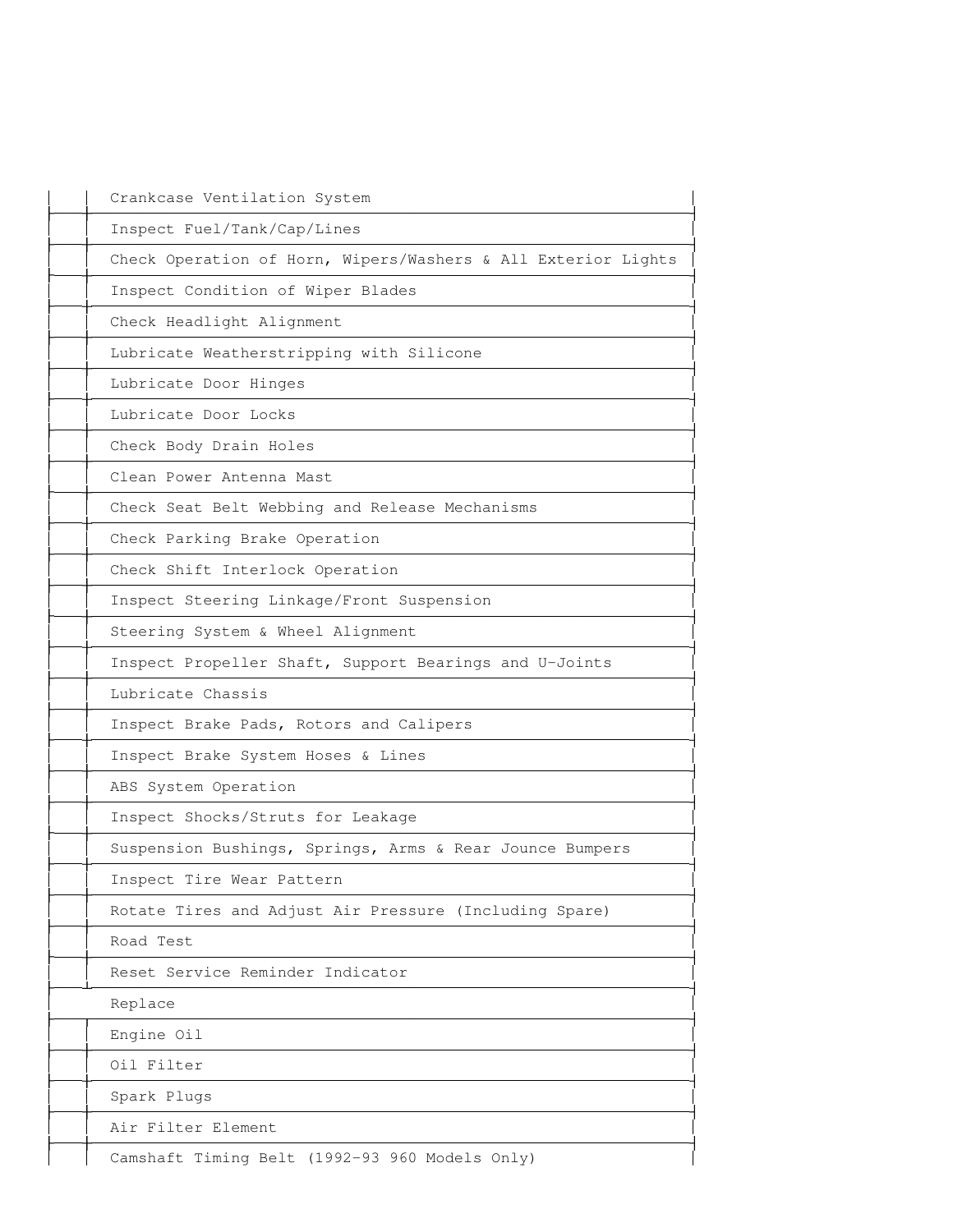| | |
|---|---|
| | Crankcase Ventilation System |
| | Inspect Fuel/Tank/Cap/Lines |
| | Check Operation of Horn, Wipers/Washers & All Exterior Lights |
| | Inspect Condition of Wiper Blades |
| | Check Headlight Alignment |
| | Lubricate Weatherstripping with Silicone |
| | Lubricate Door Hinges |
| | Lubricate Door Locks |
| | Check Body Drain Holes |
| | Clean Power Antenna Mast |
| | Check Seat Belt Webbing and Release Mechanisms |
| | Check Parking Brake Operation |
| | Check Shift Interlock Operation |
| | Inspect Steering Linkage/Front Suspension |
| | Steering System & Wheel Alignment |
| | Inspect Propeller Shaft, Support Bearings and U-Joints |
| | Lubricate Chassis |
| | Inspect Brake Pads, Rotors and Calipers |
| | Inspect Brake System Hoses & Lines |
| | ABS System Operation |
| | Inspect Shocks/Struts for Leakage |
| | Suspension Bushings, Springs, Arms & Rear Jounce Bumpers |
| | Inspect Tire Wear Pattern |
| | Rotate Tires and Adjust Air Pressure (Including Spare) |
| | Road Test |
| | Reset Service Reminder Indicator |
| | Replace |
| | Engine Oil |
| | Oil Filter |
| | Spark Plugs |
| | Air Filter Element |
| | Camshaft Timing Belt (1992-93 960 Models Only) |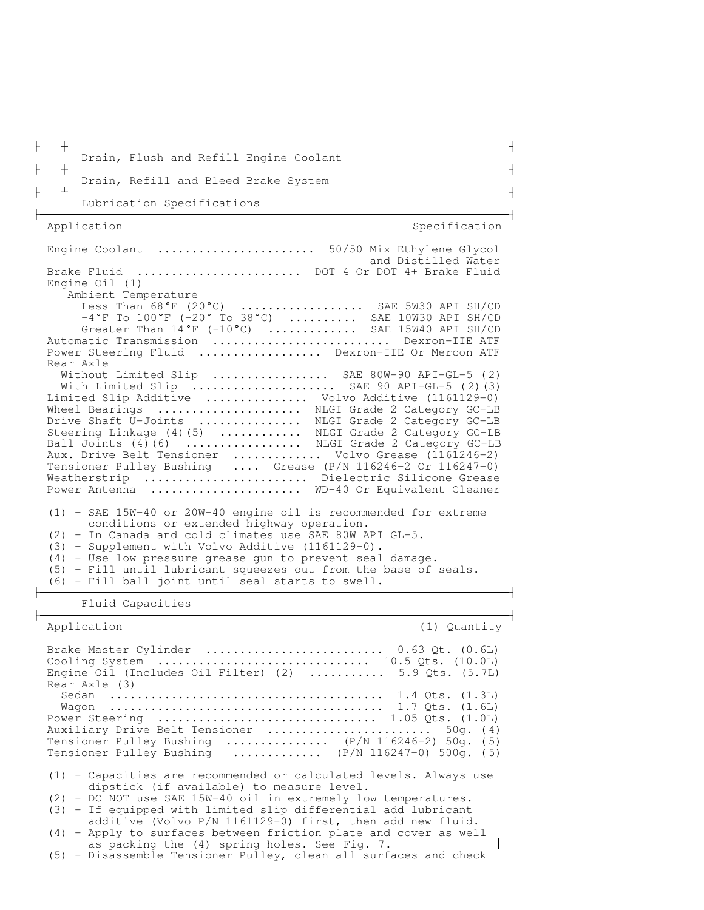Drain, Flush and Refill Engine Coolant

Drain, Refill and Bleed Brake System

## Lubrication Specifications

| Application | Specification |
|---|---|
| Engine Coolant | 50/50 Mix Ethylene Glycol and Distilled Water |
| Brake Fluid | DOT 4 Or DOT 4+ Brake Fluid |
| Engine Oil (1) | |
| Ambient Temperature | |
| Less Than 68°F (20°C) | SAE 5W30 API SH/CD |
| -4°F To 100°F (-20° To 38°C) | SAE 10W30 API SH/CD |
| Greater Than 14°F (-10°C) | SAE 15W40 API SH/CD |
| Automatic Transmission | Dexron-IIE ATF |
| Power Steering Fluid | Dexron-IIE Or Mercon ATF |
| Rear Axle | |
| Without Limited Slip | SAE 80W-90 API-GL-5 (2) |
| With Limited Slip | SAE 90 API-GL-5 (2)(3) |
| Limited Slip Additive | Volvo Additive (1161129-0) |
| Wheel Bearings | NLGI Grade 2 Category GC-LB |
| Drive Shaft U-Joints | NLGI Grade 2 Category GC-LB |
| Steering Linkage (4)(5) | NLGI Grade 2 Category GC-LB |
| Ball Joints (4)(6) | NLGI Grade 2 Category GC-LB |
| Aux. Drive Belt Tensioner | Volvo Grease (1161246-2) |
| Tensioner Pulley Bushing | Grease (P/N 116246-2 Or 116247-0) |
| Weatherstrip | Dielectric Silicone Grease |
| Power Antenna | WD-40 Or Equivalent Cleaner |

(1) - SAE 15W-40 or 20W-40 engine oil is recommended for extreme conditions or extended highway operation.
(2) - In Canada and cold climates use SAE 80W API GL-5.
(3) - Supplement with Volvo Additive (1161129-0).
(4) - Use low pressure grease gun to prevent seal damage.
(5) - Fill until lubricant squeezes out from the base of seals.
(6) - Fill ball joint until seal starts to swell.

## Fluid Capacities

| Application | (1) Quantity |
|---|---|
| Brake Master Cylinder | 0.63 Qt. (0.6L) |
| Cooling System | 10.5 Qts. (10.0L) |
| Engine Oil (Includes Oil Filter) (2) | 5.9 Qts. (5.7L) |
| Rear Axle (3) | |
| Sedan | 1.4 Qts. (1.3L) |
| Wagon | 1.7 Qts. (1.6L) |
| Power Steering | 1.05 Qts. (1.0L) |
| Auxiliary Drive Belt Tensioner | 50g. (4) |
| Tensioner Pulley Bushing | (P/N 116246-2) 50g. (5) |
| Tensioner Pulley Bushing | (P/N 116247-0) 500g. (5) |

(1) - Capacities are recommended or calculated levels. Always use dipstick (if available) to measure level.
(2) - DO NOT use SAE 15W-40 oil in extremely low temperatures.
(3) - If equipped with limited slip differential add lubricant additive (Volvo P/N 1161129-0) first, then add new fluid.
(4) - Apply to surfaces between friction plate and cover as well as packing the (4) spring holes. See Fig. 7.
(5) - Disassemble Tensioner Pulley, clean all surfaces and check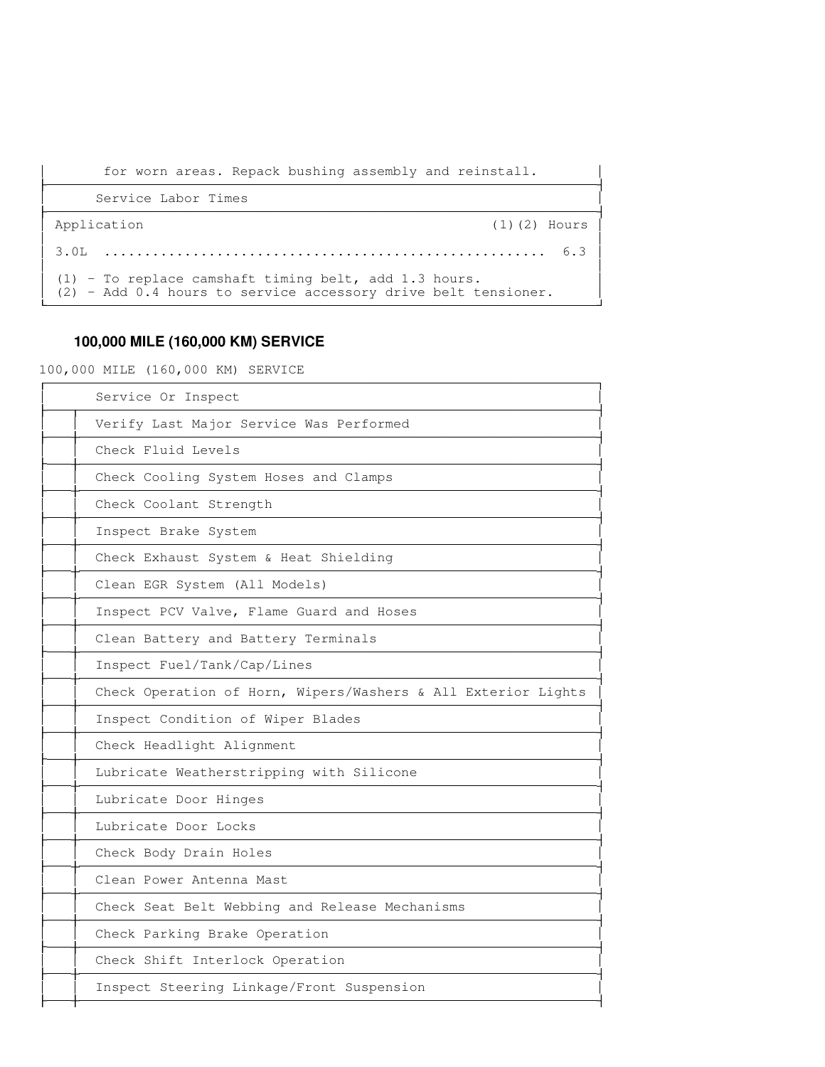for worn areas. Repack bushing assembly and reinstall.

| Service Labor Times | |
|---|---|
| Application | (1)(2) Hours |
| 3.0L ..................................................... | 6.3 |

(1) - To replace camshaft timing belt, add 1.3 hours.
(2) - Add 0.4 hours to service accessory drive belt tensioner.

### 100,000 MILE (160,000 KM) SERVICE

100,000 MILE (160,000 KM) SERVICE

| | Service Or Inspect |
|---|---|
| | Verify Last Major Service Was Performed |
| | Check Fluid Levels |
| | Check Cooling System Hoses and Clamps |
| | Check Coolant Strength |
| | Inspect Brake System |
| | Check Exhaust System & Heat Shielding |
| | Clean EGR System (All Models) |
| | Inspect PCV Valve, Flame Guard and Hoses |
| | Clean Battery and Battery Terminals |
| | Inspect Fuel/Tank/Cap/Lines |
| | Check Operation of Horn, Wipers/Washers & All Exterior Lights |
| | Inspect Condition of Wiper Blades |
| | Check Headlight Alignment |
| | Lubricate Weatherstripping with Silicone |
| | Lubricate Door Hinges |
| | Lubricate Door Locks |
| | Check Body Drain Holes |
| | Clean Power Antenna Mast |
| | Check Seat Belt Webbing and Release Mechanisms |
| | Check Parking Brake Operation |
| | Check Shift Interlock Operation |
| | Inspect Steering Linkage/Front Suspension |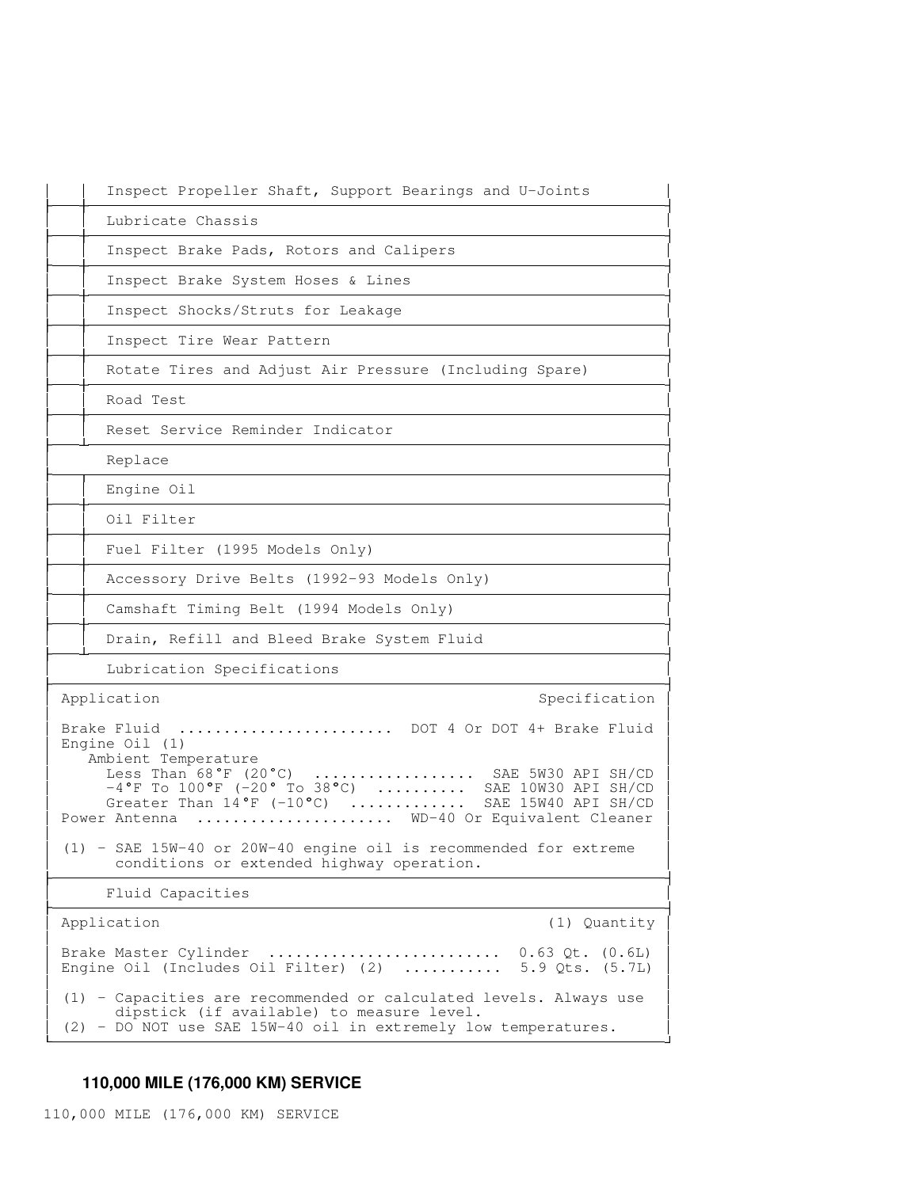| | |
|---|---|
| | Inspect Propeller Shaft, Support Bearings and U-Joints |
| | Lubricate Chassis |
| | Inspect Brake Pads, Rotors and Calipers |
| | Inspect Brake System Hoses & Lines |
| | Inspect Shocks/Struts for Leakage |
| | Inspect Tire Wear Pattern |
| | Rotate Tires and Adjust Air Pressure (Including Spare) |
| | Road Test |
| | Reset Service Reminder Indicator |

Replace

| | |
|---|---|
| | Engine Oil |
| | Oil Filter |
| | Fuel Filter (1995 Models Only) |
| | Accessory Drive Belts (1992-93 Models Only) |
| | Camshaft Timing Belt (1994 Models Only) |
| | Drain, Refill and Bleed Brake System Fluid |

Lubrication Specifications

| Application | Specification |
|---|---|
| Brake Fluid | DOT 4 Or DOT 4+ Brake Fluid |
| Engine Oil (1) | |
| Ambient Temperature | |
| Less Than 68°F (20°C) | SAE 5W30 API SH/CD |
| -4°F To 100°F (-20° To 38°C) | SAE 10W30 API SH/CD |
| Greater Than 14°F (-10°C) | SAE 15W40 API SH/CD |
| Power Antenna | WD-40 Or Equivalent Cleaner |

(1) - SAE 15W-40 or 20W-40 engine oil is recommended for extreme conditions or extended highway operation.

Fluid Capacities

| Application | (1) Quantity |
|---|---|
| Brake Master Cylinder | 0.63 Qt. (0.6L) |
| Engine Oil (Includes Oil Filter) (2) | 5.9 Qts. (5.7L) |

(1) - Capacities are recommended or calculated levels. Always use dipstick (if available) to measure level.
(2) - DO NOT use SAE 15W-40 oil in extremely low temperatures.

## 110,000 MILE (176,000 KM) SERVICE

110,000 MILE (176,000 KM) SERVICE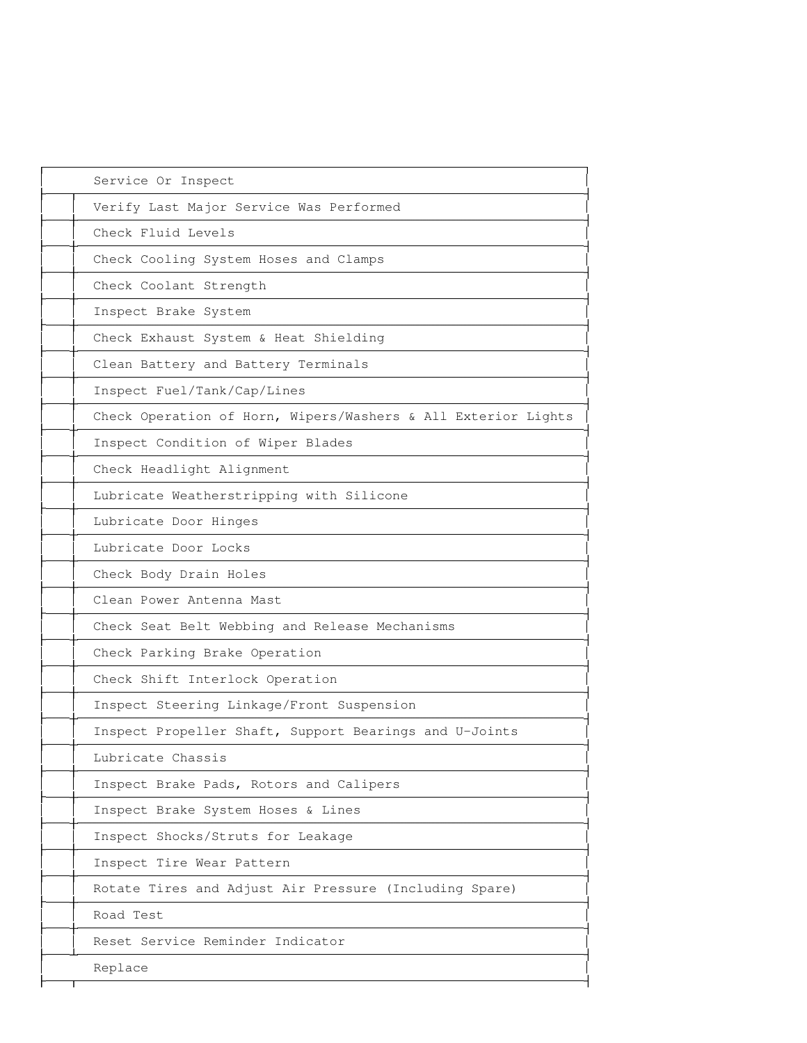| | Service Or Inspect |
|---|---|
| | Verify Last Major Service Was Performed |
| | Check Fluid Levels |
| | Check Cooling System Hoses and Clamps |
| | Check Coolant Strength |
| | Inspect Brake System |
| | Check Exhaust System & Heat Shielding |
| | Clean Battery and Battery Terminals |
| | Inspect Fuel/Tank/Cap/Lines |
| | Check Operation of Horn, Wipers/Washers & All Exterior Lights |
| | Inspect Condition of Wiper Blades |
| | Check Headlight Alignment |
| | Lubricate Weatherstripping with Silicone |
| | Lubricate Door Hinges |
| | Lubricate Door Locks |
| | Check Body Drain Holes |
| | Clean Power Antenna Mast |
| | Check Seat Belt Webbing and Release Mechanisms |
| | Check Parking Brake Operation |
| | Check Shift Interlock Operation |
| | Inspect Steering Linkage/Front Suspension |
| | Inspect Propeller Shaft, Support Bearings and U-Joints |
| | Lubricate Chassis |
| | Inspect Brake Pads, Rotors and Calipers |
| | Inspect Brake System Hoses & Lines |
| | Inspect Shocks/Struts for Leakage |
| | Inspect Tire Wear Pattern |
| | Rotate Tires and Adjust Air Pressure (Including Spare) |
| | Road Test |
| | Reset Service Reminder Indicator |
| | Replace |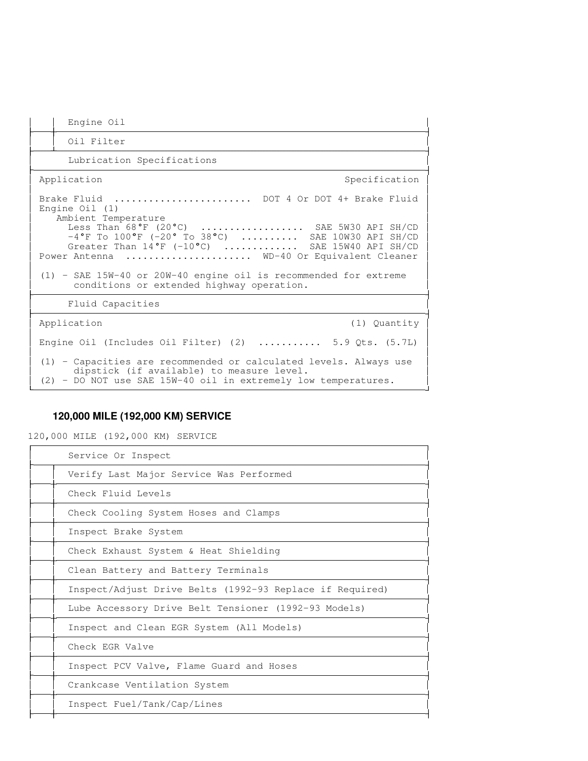| | Engine Oil |
|---|---|
| | Oil Filter |

**Lubrication Specifications**

| Application | Specification |
|---|---|
| Brake Fluid | DOT 4 Or DOT 4+ Brake Fluid |
| Engine Oil (1) | |
| Ambient Temperature | |
| Less Than 68°F (20°C) | SAE 5W30 API SH/CD |
| -4°F To 100°F (-20° To 38°C) | SAE 10W30 API SH/CD |
| Greater Than 14°F (-10°C) | SAE 15W40 API SH/CD |
| Power Antenna | WD-40 Or Equivalent Cleaner |

(1) - SAE 15W-40 or 20W-40 engine oil is recommended for extreme conditions or extended highway operation.

**Fluid Capacities**

| Application | (1) Quantity |
|---|---|
| Engine Oil (Includes Oil Filter) (2) | 5.9 Qts. (5.7L) |

(1) - Capacities are recommended or calculated levels. Always use dipstick (if available) to measure level.
(2) - DO NOT use SAE 15W-40 oil in extremely low temperatures.

## 120,000 MILE (192,000 KM) SERVICE

120,000 MILE (192,000 KM) SERVICE

| | Service Or Inspect |
|---|---|
| | Verify Last Major Service Was Performed |
| | Check Fluid Levels |
| | Check Cooling System Hoses and Clamps |
| | Inspect Brake System |
| | Check Exhaust System & Heat Shielding |
| | Clean Battery and Battery Terminals |
| | Inspect/Adjust Drive Belts (1992-93 Replace if Required) |
| | Lube Accessory Drive Belt Tensioner (1992-93 Models) |
| | Inspect and Clean EGR System (All Models) |
| | Check EGR Valve |
| | Inspect PCV Valve, Flame Guard and Hoses |
| | Crankcase Ventilation System |
| | Inspect Fuel/Tank/Cap/Lines |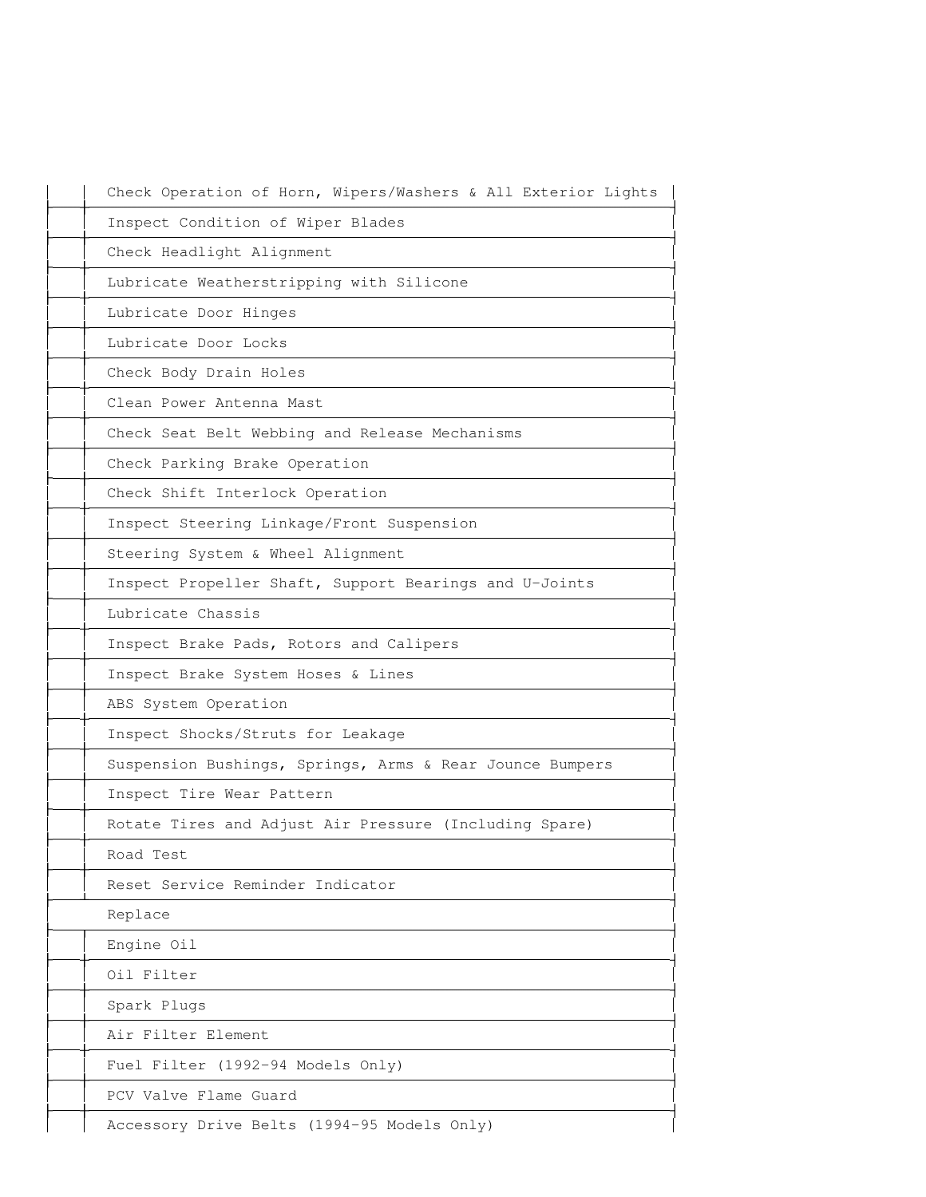| | | |
|---|---|---|
| | | Check Operation of Horn, Wipers/Washers & All Exterior Lights |
| | | Inspect Condition of Wiper Blades |
| | | Check Headlight Alignment |
| | | Lubricate Weatherstripping with Silicone |
| | | Lubricate Door Hinges |
| | | Lubricate Door Locks |
| | | Check Body Drain Holes |
| | | Clean Power Antenna Mast |
| | | Check Seat Belt Webbing and Release Mechanisms |
| | | Check Parking Brake Operation |
| | | Check Shift Interlock Operation |
| | | Inspect Steering Linkage/Front Suspension |
| | | Steering System & Wheel Alignment |
| | | Inspect Propeller Shaft, Support Bearings and U-Joints |
| | | Lubricate Chassis |
| | | Inspect Brake Pads, Rotors and Calipers |
| | | Inspect Brake System Hoses & Lines |
| | | ABS System Operation |
| | | Inspect Shocks/Struts for Leakage |
| | | Suspension Bushings, Springs, Arms & Rear Jounce Bumpers |
| | | Inspect Tire Wear Pattern |
| | | Rotate Tires and Adjust Air Pressure (Including Spare) |
| | | Road Test |
| | | Reset Service Reminder Indicator |
| | | Replace |
| | | Engine Oil |
| | | Oil Filter |
| | | Spark Plugs |
| | | Air Filter Element |
| | | Fuel Filter (1992-94 Models Only) |
| | | PCV Valve Flame Guard |
| | | Accessory Drive Belts (1994-95 Models Only) |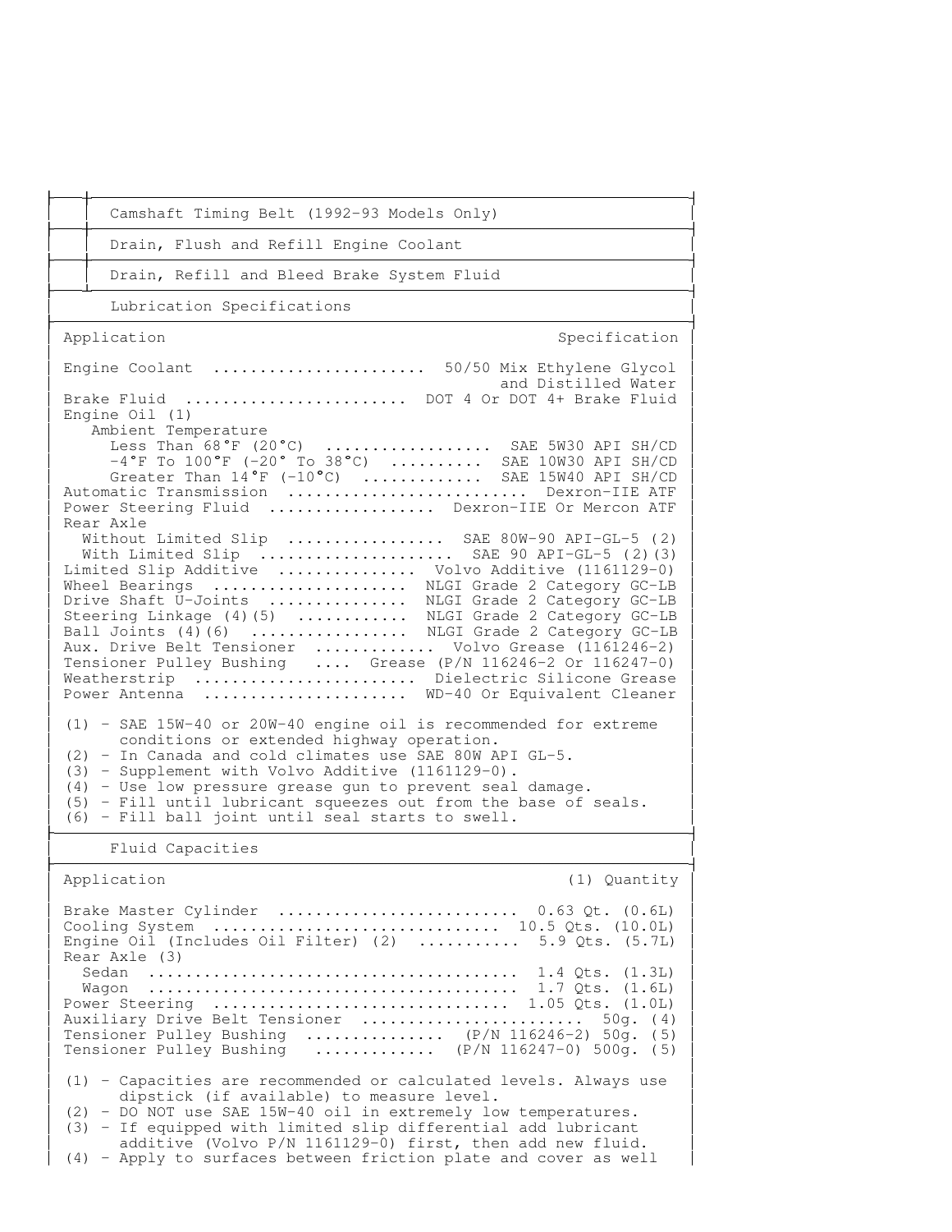| | |
|---|---|
| | Camshaft Timing Belt (1992-93 Models Only) |
| | Drain, Flush and Refill Engine Coolant |
| | Drain, Refill and Bleed Brake System Fluid |

### Lubrication Specifications

| Application | Specification |
|---|---|
| Engine Coolant | 50/50 Mix Ethylene Glycol and Distilled Water |
| Brake Fluid | DOT 4 Or DOT 4+ Brake Fluid |
| Engine Oil (1) | |
| Ambient Temperature | |
| Less Than 68°F (20°C) | SAE 5W30 API SH/CD |
| -4°F To 100°F (-20° To 38°C) | SAE 10W30 API SH/CD |
| Greater Than 14°F (-10°C) | SAE 15W40 API SH/CD |
| Automatic Transmission | Dexron-IIE ATF |
| Power Steering Fluid | Dexron-IIE Or Mercon ATF |
| Rear Axle | |
| Without Limited Slip | SAE 80W-90 API-GL-5 (2) |
| With Limited Slip | SAE 90 API-GL-5 (2)(3) |
| Limited Slip Additive | Volvo Additive (1161129-0) |
| Wheel Bearings | NLGI Grade 2 Category GC-LB |
| Drive Shaft U-Joints | NLGI Grade 2 Category GC-LB |
| Steering Linkage (4)(5) | NLGI Grade 2 Category GC-LB |
| Ball Joints (4)(6) | NLGI Grade 2 Category GC-LB |
| Aux. Drive Belt Tensioner | Volvo Grease (1161246-2) |
| Tensioner Pulley Bushing | Grease (P/N 116246-2 Or 116247-0) |
| Weatherstrip | Dielectric Silicone Grease |
| Power Antenna | WD-40 Or Equivalent Cleaner |

(1) - SAE 15W-40 or 20W-40 engine oil is recommended for extreme conditions or extended highway operation.
(2) - In Canada and cold climates use SAE 80W API GL-5.
(3) - Supplement with Volvo Additive (1161129-0).
(4) - Use low pressure grease gun to prevent seal damage.
(5) - Fill until lubricant squeezes out from the base of seals.
(6) - Fill ball joint until seal starts to swell.

### Fluid Capacities

| Application | (1) Quantity |
|---|---|
| Brake Master Cylinder | 0.63 Qt. (0.6L) |
| Cooling System | 10.5 Qts. (10.0L) |
| Engine Oil (Includes Oil Filter) (2) | 5.9 Qts. (5.7L) |
| Rear Axle (3) | |
| Sedan | 1.4 Qts. (1.3L) |
| Wagon | 1.7 Qts. (1.6L) |
| Power Steering | 1.05 Qts. (1.0L) |
| Auxiliary Drive Belt Tensioner | 50g. (4) |
| Tensioner Pulley Bushing | (P/N 116246-2) 50g. (5) |
| Tensioner Pulley Bushing | (P/N 116247-0) 500g. (5) |

(1) - Capacities are recommended or calculated levels. Always use dipstick (if available) to measure level.
(2) - DO NOT use SAE 15W-40 oil in extremely low temperatures.
(3) - If equipped with limited slip differential add lubricant additive (Volvo P/N 1161129-0) first, then add new fluid.
(4) - Apply to surfaces between friction plate and cover as well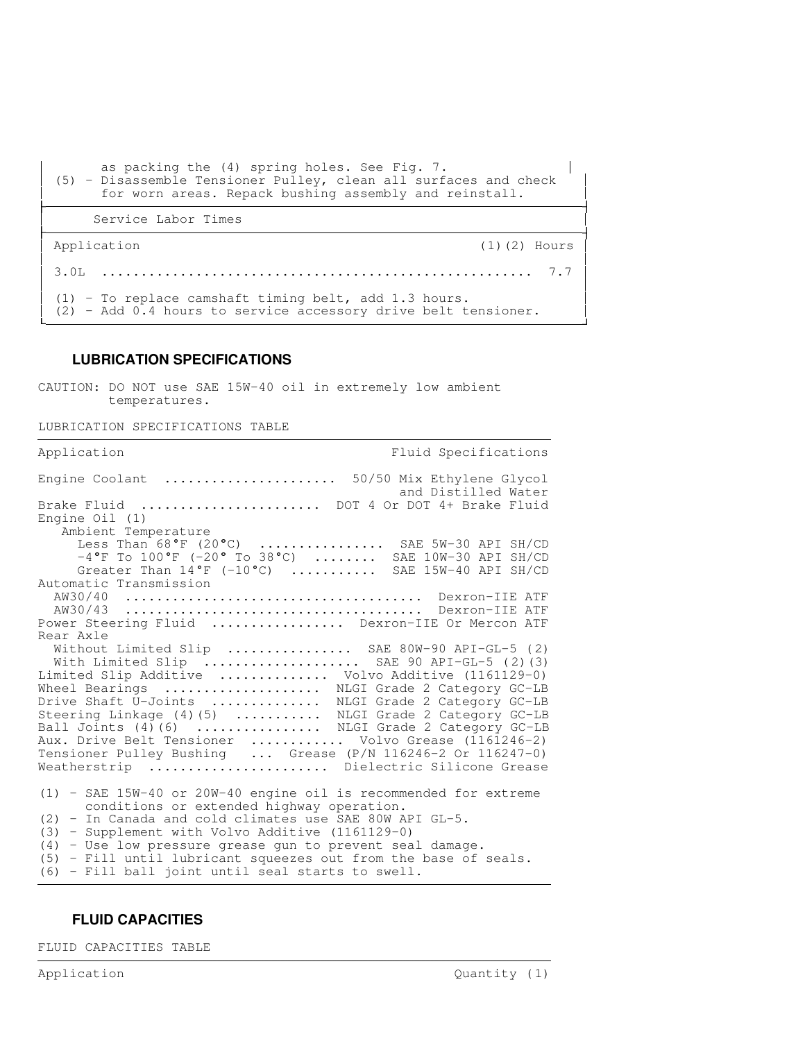as packing the (4) spring holes. See Fig. 7.
(5) - Disassemble Tensioner Pulley, clean all surfaces and check for worn areas. Repack bushing assembly and reinstall.

Service Labor Times

| Application | (1)(2) Hours |
| --- | --- |
| 3.0L | 7.7 |

(1) - To replace camshaft timing belt, add 1.3 hours.
(2) - Add 0.4 hours to service accessory drive belt tensioner.

## LUBRICATION SPECIFICATIONS

CAUTION: DO NOT use SAE 15W-40 oil in extremely low ambient temperatures.

LUBRICATION SPECIFICATIONS TABLE

| Application | Fluid Specifications |
| --- | --- |
| Engine Coolant | 50/50 Mix Ethylene Glycol and Distilled Water |
| Brake Fluid | DOT 4 Or DOT 4+ Brake Fluid |
| Engine Oil (1) | |
| Ambient Temperature | |
| Less Than 68°F (20°C) | SAE 5W-30 API SH/CD |
| -4°F To 100°F (-20° To 38°C) | SAE 10W-30 API SH/CD |
| Greater Than 14°F (-10°C) | SAE 15W-40 API SH/CD |
| Automatic Transmission | |
| AW30/40 | Dexron-IIE ATF |
| AW30/43 | Dexron-IIE ATF |
| Power Steering Fluid | Dexron-IIE Or Mercon ATF |
| Rear Axle | |
| Without Limited Slip | SAE 80W-90 API-GL-5 (2) |
| With Limited Slip | SAE 90 API-GL-5 (2)(3) |
| Limited Slip Additive | Volvo Additive (1161129-0) |
| Wheel Bearings | NLGI Grade 2 Category GC-LB |
| Drive Shaft U-Joints | NLGI Grade 2 Category GC-LB |
| Steering Linkage (4)(5) | NLGI Grade 2 Category GC-LB |
| Ball Joints (4)(6) | NLGI Grade 2 Category GC-LB |
| Aux. Drive Belt Tensioner | Volvo Grease (1161246-2) |
| Tensioner Pulley Bushing | Grease (P/N 116246-2 Or 116247-0) |
| Weatherstrip | Dielectric Silicone Grease |

(1) - SAE 15W-40 or 20W-40 engine oil is recommended for extreme conditions or extended highway operation.
(2) - In Canada and cold climates use SAE 80W API GL-5.
(3) - Supplement with Volvo Additive (1161129-0)
(4) - Use low pressure grease gun to prevent seal damage.
(5) - Fill until lubricant squeezes out from the base of seals.
(6) - Fill ball joint until seal starts to swell.

## FLUID CAPACITIES

FLUID CAPACITIES TABLE

| Application | Quantity (1) |
| --- | --- |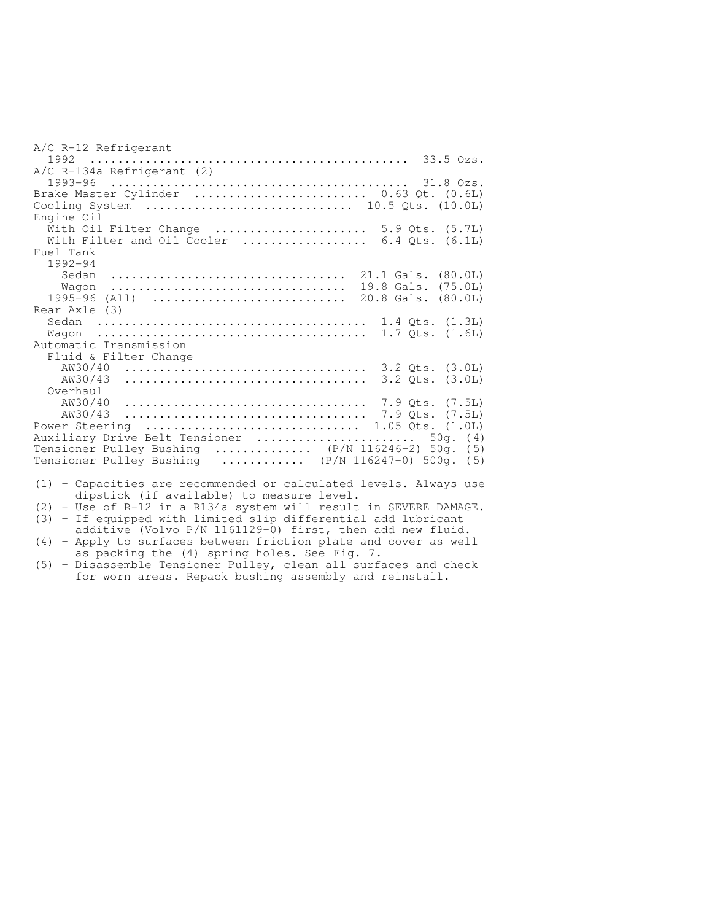| | |
|---|---|
| A/C R-12 Refrigerant | |
| 1992 | 33.5 Ozs. |
| A/C R-134a Refrigerant (2) | |
| 1993-96 | 31.8 Ozs. |
| Brake Master Cylinder | 0.63 Qt. (0.6L) |
| Cooling System | 10.5 Qts. (10.0L) |
| Engine Oil | |
| With Oil Filter Change | 5.9 Qts. (5.7L) |
| With Filter and Oil Cooler | 6.4 Qts. (6.1L) |
| Fuel Tank | |
| 1992-94 | |
| Sedan | 21.1 Gals. (80.0L) |
| Wagon | 19.8 Gals. (75.0L) |
| 1995-96 (All) | 20.8 Gals. (80.0L) |
| Rear Axle (3) | |
| Sedan | 1.4 Qts. (1.3L) |
| Wagon | 1.7 Qts. (1.6L) |
| Automatic Transmission | |
| Fluid & Filter Change | |
| AW30/40 | 3.2 Qts. (3.0L) |
| AW30/43 | 3.2 Qts. (3.0L) |
| Overhaul | |
| AW30/40 | 7.9 Qts. (7.5L) |
| AW30/43 | 7.9 Qts. (7.5L) |
| Power Steering | 1.05 Qts. (1.0L) |
| Auxiliary Drive Belt Tensioner | 50g. (4) |
| Tensioner Pulley Bushing | (P/N 116246-2) 50g. (5) |
| Tensioner Pulley Bushing | (P/N 116247-0) 500g. (5) |

(1) - Capacities are recommended or calculated levels. Always use dipstick (if available) to measure level.
(2) - Use of R-12 in a R134a system will result in SEVERE DAMAGE.
(3) - If equipped with limited slip differential add lubricant additive (Volvo P/N 1161129-0) first, then add new fluid.
(4) - Apply to surfaces between friction plate and cover as well as packing the (4) spring holes. See Fig. 7.
(5) - Disassemble Tensioner Pulley, clean all surfaces and check for worn areas. Repack bushing assembly and reinstall.